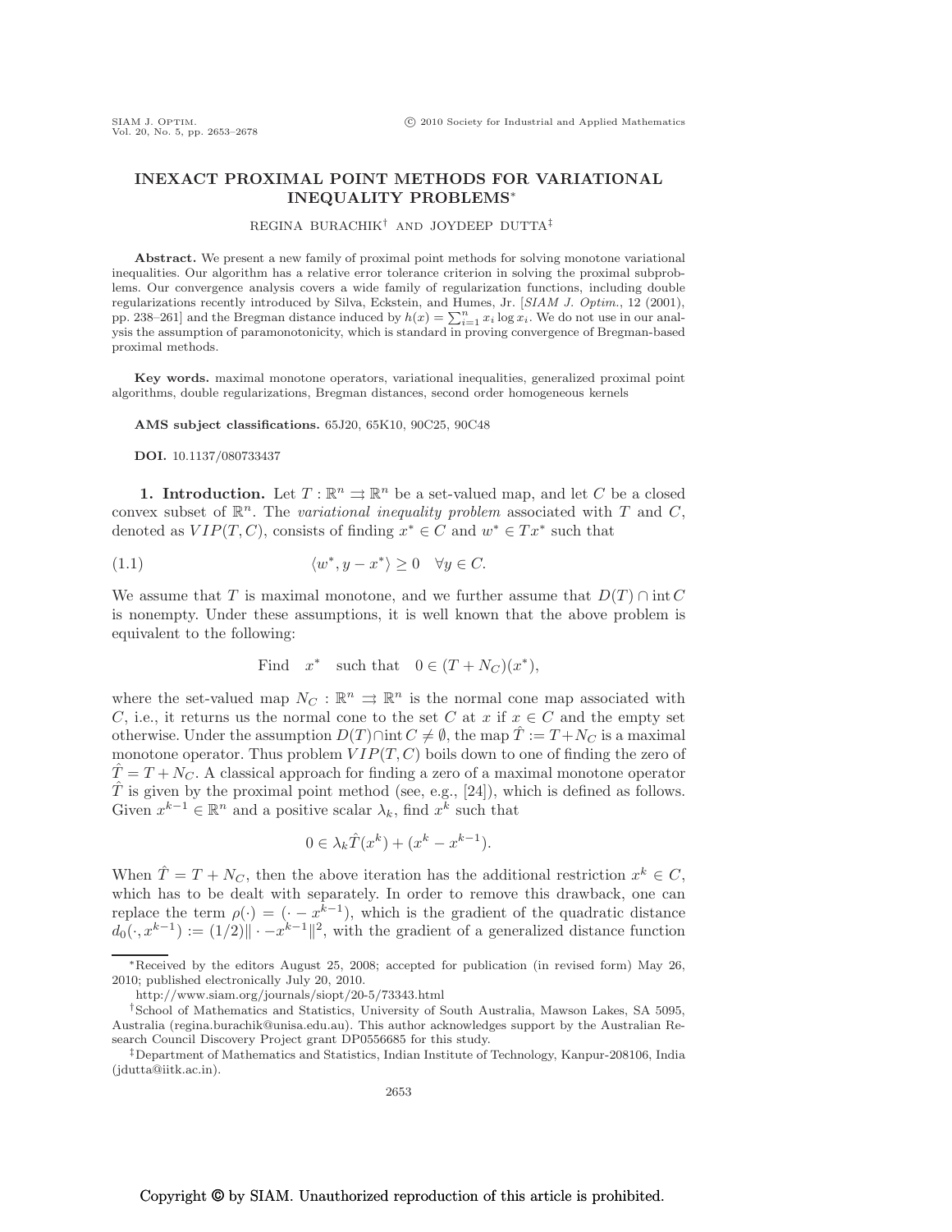# INEXACT PROXIMAL POINT METHODS FOR VARIATIONAL INEQUALITY PROBLEMS*

REGINA BURACHIK[†] AND JOYDEEP DUTTA[‡]

**Abstract.** We present a new family of proximal point methods for solving monotone variational inequalities. Our algorithm has a relative error tolerance criterion in solving the proximal subproblems. Our convergence analysis covers a wide family of regularization functions, including double regularizations recently introduced by Silva, Eckstein, and Humes, Jr. [*SIAM J. Optim.*, 12 (2001), pp. 238–261] and the Bregman distance induced by $h(x) = \sum_{i=1}^{n} x_i \log x_i$. We do not use in our analysis the assumption of paramonotonicity, which is standard in proving convergence of Bregman-based proximal methods.

**Key words.** maximal monotone operators, variational inequalities, generalized proximal point algorithms, double regularizations, Bregman distances, second order homogeneous kernels

**AMS subject classifications.** 65J20, 65K10, 90C25, 90C48

**DOI.** 10.1137/080733437

## 1. Introduction.

Let $T : \mathbb{R}^n \rightrightarrows \mathbb{R}^n$ be a set-valued map, and let $C$ be a closed convex subset of $\mathbb{R}^n$. The *variational inequality problem* associated with $T$ and $C$, denoted as $VIP(T, C)$, consists of finding $x^* \in C$ and $w^* \in Tx^*$ such that

$$\langle w^*, y - x^* \rangle \geq 0 \quad \forall y \in C. \tag{1.1}$$

We assume that $T$ is maximal monotone, and we further assume that $D(T) \cap \operatorname{int} C$ is nonempty. Under these assumptions, it is well known that the above problem is equivalent to the following:

$$\text{Find} \quad x^* \quad \text{such that} \quad 0 \in (T + N_C)(x^*),$$

where the set-valued map $N_C : \mathbb{R}^n \rightrightarrows \mathbb{R}^n$ is the normal cone map associated with $C$, i.e., it returns us the normal cone to the set $C$ at $x$ if $x \in C$ and the empty set otherwise. Under the assumption $D(T) \cap \operatorname{int} C \neq \emptyset$, the map $\hat{T} := T + N_C$ is a maximal monotone operator. Thus problem $VIP(T, C)$ boils down to one of finding the zero of $\hat{T} = T + N_C$. A classical approach for finding a zero of a maximal monotone operator $\hat{T}$ is given by the proximal point method (see, e.g., [24]), which is defined as follows. Given $x^{k-1} \in \mathbb{R}^n$ and a positive scalar $\lambda_k$, find $x^k$ such that

$$0 \in \lambda_k \hat{T}(x^k) + (x^k - x^{k-1}).$$

When $\hat{T} = T + N_C$, then the above iteration has the additional restriction $x^k \in C$, which has to be dealt with separately. In order to remove this drawback, one can replace the term $\rho(\cdot) = (\cdot - x^{k-1})$, which is the gradient of the quadratic distance $d_0(\cdot, x^{k-1}) := (1/2)\| \cdot - x^{k-1} \|^2$, with the gradient of a generalized distance function

---

*Received by the editors August 25, 2008; accepted for publication (in revised form) May 26, 2010; published electronically July 20, 2010.

http://www.siam.org/journals/siopt/20-5/73343.html

[†]School of Mathematics and Statistics, University of South Australia, Mawson Lakes, SA 5095, Australia (regina.burachik@unisa.edu.au). This author acknowledges support by the Australian Research Council Discovery Project grant DP0556685 for this study.

[‡]Department of Mathematics and Statistics, Indian Institute of Technology, Kanpur-208106, India (jdutta@iitk.ac.in).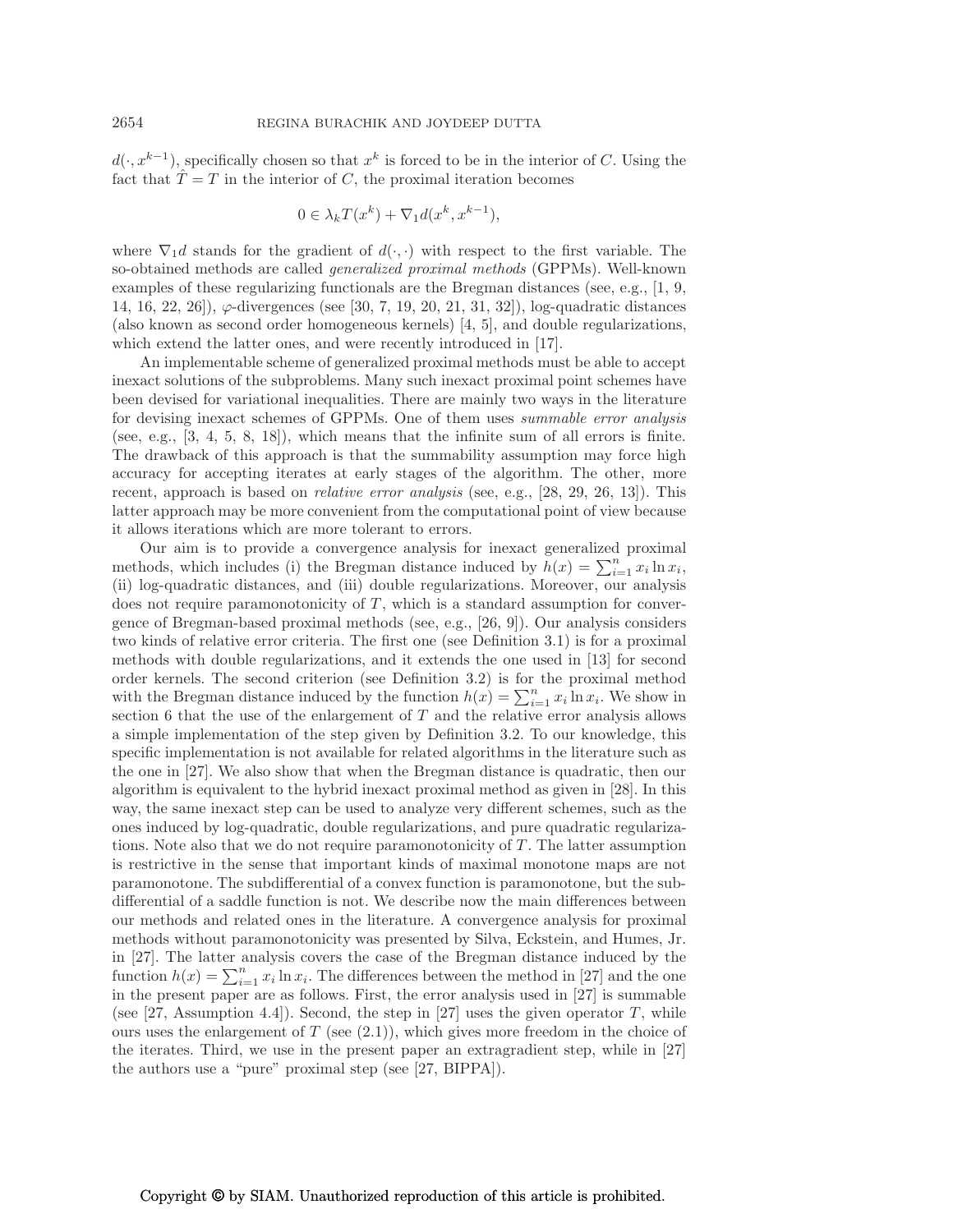$d(\cdot, x^{k-1})$, specifically chosen so that $x^k$ is forced to be in the interior of $C$. Using the fact that $\hat{T} = T$ in the interior of $C$, the proximal iteration becomes

$$0 \in \lambda_k T(x^k) + \nabla_1 d(x^k, x^{k-1}),$$

where $\nabla_1 d$ stands for the gradient of $d(\cdot,\cdot)$ with respect to the first variable. The so-obtained methods are called *generalized proximal methods* (GPPMs). Well-known examples of these regularizing functionals are the Bregman distances (see, e.g., [1, 9, 14, 16, 22, 26]), $\varphi$-divergences (see [30, 7, 19, 20, 21, 31, 32]), log-quadratic distances (also known as second order homogeneous kernels) [4, 5], and double regularizations, which extend the latter ones, and were recently introduced in [17].

An implementable scheme of generalized proximal methods must be able to accept inexact solutions of the subproblems. Many such inexact proximal point schemes have been devised for variational inequalities. There are mainly two ways in the literature for devising inexact schemes of GPPMs. One of them uses *summable error analysis* (see, e.g., [3, 4, 5, 8, 18]), which means that the infinite sum of all errors is finite. The drawback of this approach is that the summability assumption may force high accuracy for accepting iterates at early stages of the algorithm. The other, more recent, approach is based on *relative error analysis* (see, e.g., [28, 29, 26, 13]). This latter approach may be more convenient from the computational point of view because it allows iterations which are more tolerant to errors.

Our aim is to provide a convergence analysis for inexact generalized proximal methods, which includes (i) the Bregman distance induced by $h(x) = \sum_{i=1}^n x_i \ln x_i$, (ii) log-quadratic distances, and (iii) double regularizations. Moreover, our analysis does not require paramonotonicity of $T$, which is a standard assumption for convergence of Bregman-based proximal methods (see, e.g., [26, 9]). Our analysis considers two kinds of relative error criteria. The first one (see Definition 3.1) is for a proximal methods with double regularizations, and it extends the one used in [13] for second order kernels. The second criterion (see Definition 3.2) is for the proximal method with the Bregman distance induced by the function $h(x) = \sum_{i=1}^n x_i \ln x_i$. We show in section 6 that the use of the enlargement of $T$ and the relative error analysis allows a simple implementation of the step given by Definition 3.2. To our knowledge, this specific implementation is not available for related algorithms in the literature such as the one in [27]. We also show that when the Bregman distance is quadratic, then our algorithm is equivalent to the hybrid inexact proximal method as given in [28]. In this way, the same inexact step can be used to analyze very different schemes, such as the ones induced by log-quadratic, double regularizations, and pure quadratic regularizations. Note also that we do not require paramonotonicity of $T$. The latter assumption is restrictive in the sense that important kinds of maximal monotone maps are not paramonotone. The subdifferential of a convex function is paramonotone, but the subdifferential of a saddle function is not. We describe now the main differences between our methods and related ones in the literature. A convergence analysis for proximal methods without paramonotonicity was presented by Silva, Eckstein, and Humes, Jr. in [27]. The latter analysis covers the case of the Bregman distance induced by the function $h(x) = \sum_{i=1}^n x_i \ln x_i$. The differences between the method in [27] and the one in the present paper are as follows. First, the error analysis used in [27] is summable (see [27, Assumption 4.4]). Second, the step in [27] uses the given operator $T$, while ours uses the enlargement of $T$ (see (2.1)), which gives more freedom in the choice of the iterates. Third, we use in the present paper an extragradient step, while in [27] the authors use a "pure" proximal step (see [27, BIPPA]).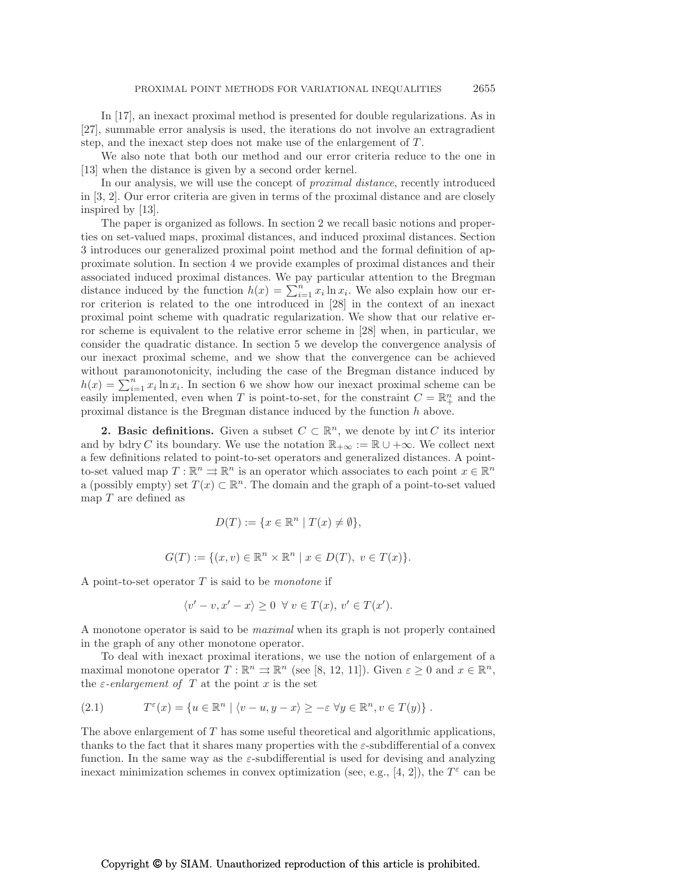In [17], an inexact proximal method is presented for double regularizations. As in [27], summable error analysis is used, the iterations do not involve an extragradient step, and the inexact step does not make use of the enlargement of $T$.

We also note that both our method and our error criteria reduce to the one in [13] when the distance is given by a second order kernel.

In our analysis, we will use the concept of *proximal distance*, recently introduced in [3, 2]. Our error criteria are given in terms of the proximal distance and are closely inspired by [13].

The paper is organized as follows. In section 2 we recall basic notions and properties on set-valued maps, proximal distances, and induced proximal distances. Section 3 introduces our generalized proximal point method and the formal definition of approximate solution. In section 4 we provide examples of proximal distances and their associated induced proximal distances. We pay particular attention to the Bregman distance induced by the function $h(x) = \sum_{i=1}^n x_i \ln x_i$. We also explain how our error criterion is related to the one introduced in [28] in the context of an inexact proximal point scheme with quadratic regularization. We show that our relative error scheme is equivalent to the relative error scheme in [28] when, in particular, we consider the quadratic distance. In section 5 we develop the convergence analysis of our inexact proximal scheme, and we show that the convergence can be achieved without paramonotonicity, including the case of the Bregman distance induced by $h(x) = \sum_{i=1}^n x_i \ln x_i$. In section 6 we show how our inexact proximal scheme can be easily implemented, even when $T$ is point-to-set, for the constraint $C = \mathbb{R}^n_+$ and the proximal distance is the Bregman distance induced by the function $h$ above.

## 2. Basic definitions.

Given a subset $C \subset \mathbb{R}^n$, we denote by $\operatorname{int} C$ its interior and by $\operatorname{bdry} C$ its boundary. We use the notation $\mathbb{R}_{+\infty} := \mathbb{R} \cup +\infty$. We collect next a few definitions related to point-to-set operators and generalized distances. A point-to-set valued map $T : \mathbb{R}^n \rightrightarrows \mathbb{R}^n$ is an operator which associates to each point $x \in \mathbb{R}^n$ a (possibly empty) set $T(x) \subset \mathbb{R}^n$. The domain and the graph of a point-to-set valued map $T$ are defined as

$$D(T) := \{x \in \mathbb{R}^n \mid T(x) \neq \emptyset\},$$

$$G(T) := \{(x, v) \in \mathbb{R}^n \times \mathbb{R}^n \mid x \in D(T),\ v \in T(x)\}.$$

A point-to-set operator $T$ is said to be *monotone* if

$$\langle v' - v, x' - x\rangle \geq 0 \ \ \forall\ v \in T(x),\ v' \in T(x').$$

A monotone operator is said to be *maximal* when its graph is not properly contained in the graph of any other monotone operator.

To deal with inexact proximal iterations, we use the notion of enlargement of a maximal monotone operator $T : \mathbb{R}^n \rightrightarrows \mathbb{R}^n$ (see [8, 12, 11]). Given $\varepsilon \geq 0$ and $x \in \mathbb{R}^n$, the *$\varepsilon$-enlargement of $T$* at the point $x$ is the set

$$T^\varepsilon(x) = \{u \in \mathbb{R}^n \mid \langle v - u, y - x\rangle \geq -\varepsilon \ \forall y \in \mathbb{R}^n, v \in T(y)\}. \tag{2.1}$$

The above enlargement of $T$ has some useful theoretical and algorithmic applications, thanks to the fact that it shares many properties with the $\varepsilon$-subdifferential of a convex function. In the same way as the $\varepsilon$-subdifferential is used for devising and analyzing inexact minimization schemes in convex optimization (see, e.g., [4, 2]), the $T^\varepsilon$ can be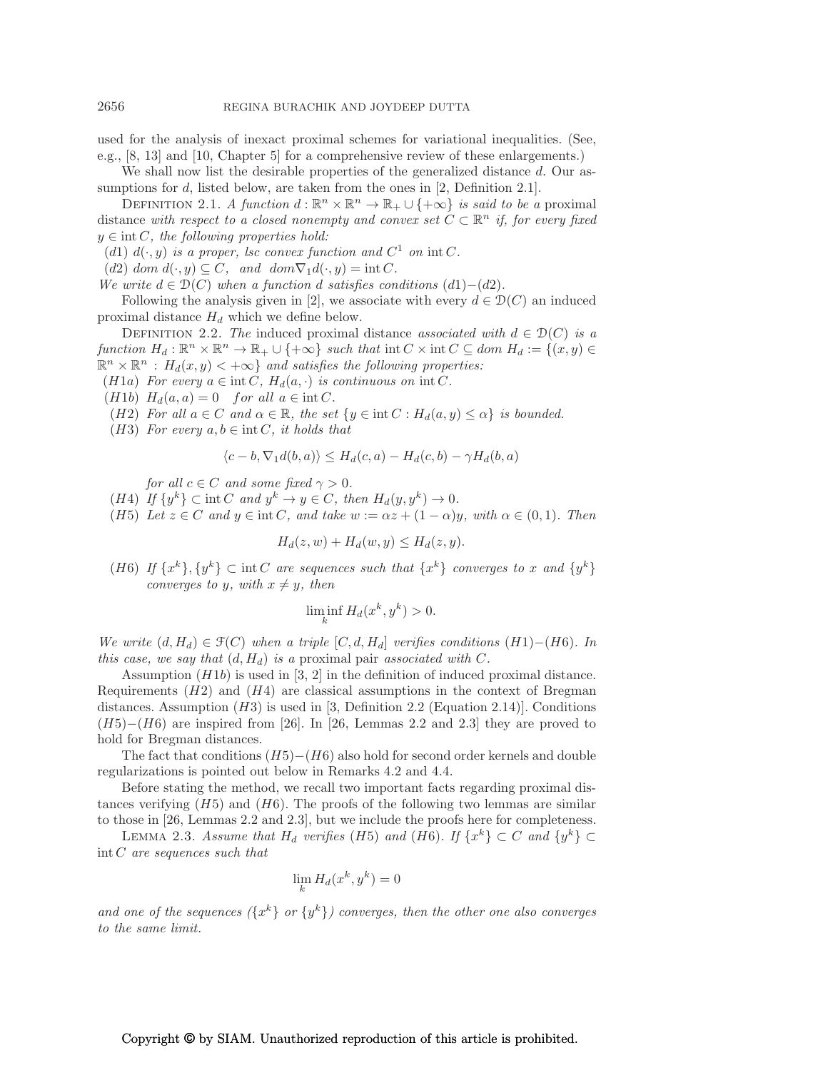used for the analysis of inexact proximal schemes for variational inequalities. (See, e.g., [8, 13] and [10, Chapter 5] for a comprehensive review of these enlargements.)

We shall now list the desirable properties of the generalized distance $d$. Our assumptions for $d$, listed below, are taken from the ones in [2, Definition 2.1].

Definition 2.1. *A function $d : \mathbb{R}^n \times \mathbb{R}^n \to \mathbb{R}_+ \cup \{+\infty\}$ is said to be a* proximal distance *with respect to a closed nonempty and convex set $C \subset \mathbb{R}^n$ if, for every fixed $y \in \operatorname{int} C$, the following properties hold:*

($d1$) *$d(\cdot, y)$ is a proper, lsc convex function and $C^1$ on $\operatorname{int} C$.*

($d2$) *$dom\ d(\cdot, y) \subseteq C$, and $dom \nabla_1 d(\cdot, y) = \operatorname{int} C$.*

*We write $d \in \mathcal{D}(C)$ when a function $d$ satisfies conditions ($d1$)$-$($d2$).*

Following the analysis given in [2], we associate with every $d \in \mathcal{D}(C)$ an induced proximal distance $H_d$ which we define below.

Definition 2.2. *The* induced proximal distance *associated with $d \in \mathcal{D}(C)$ is a function $H_d : \mathbb{R}^n \times \mathbb{R}^n \to \mathbb{R}_+ \cup \{+\infty\}$ such that $\operatorname{int} C \times \operatorname{int} C \subseteq dom\ H_d := \{(x, y) \in \mathbb{R}^n \times \mathbb{R}^n : H_d(x, y) < +\infty\}$ and satisfies the following properties:*

($H1a$) *For every $a \in \operatorname{int} C$, $H_d(a, \cdot)$ is continuous on $\operatorname{int} C$.*

($H1b$) *$H_d(a, a) = 0$ for all $a \in \operatorname{int} C$.*

($H2$) *For all $a \in C$ and $\alpha \in \mathbb{R}$, the set $\{y \in \operatorname{int} C : H_d(a, y) \leq \alpha\}$ is bounded.*

($H3$) *For every $a, b \in \operatorname{int} C$, it holds that*

$$\langle c - b, \nabla_1 d(b, a)\rangle \leq H_d(c, a) - H_d(c, b) - \gamma H_d(b, a)$$

*for all $c \in C$ and some fixed $\gamma > 0$.*

($H4$) *If $\{y^k\} \subset \operatorname{int} C$ and $y^k \to y \in C$, then $H_d(y, y^k) \to 0$.*

($H5$) *Let $z \in C$ and $y \in \operatorname{int} C$, and take $w := \alpha z + (1 - \alpha)y$, with $\alpha \in (0, 1)$. Then*

$$H_d(z, w) + H_d(w, y) \leq H_d(z, y).$$

($H6$) *If $\{x^k\}, \{y^k\} \subset \operatorname{int} C$ are sequences such that $\{x^k\}$ converges to $x$ and $\{y^k\}$ converges to $y$, with $x \neq y$, then*

$$\liminf_k H_d(x^k, y^k) > 0.$$

*We write $(d, H_d) \in \mathcal{F}(C)$ when a triple $[C, d, H_d]$ verifies conditions ($H1$)$-$($H6$). In this case, we say that $(d, H_d)$ is a* proximal pair *associated with $C$.*

Assumption ($H1b$) is used in [3, 2] in the definition of induced proximal distance. Requirements ($H2$) and ($H4$) are classical assumptions in the context of Bregman distances. Assumption ($H3$) is used in [3, Definition 2.2 (Equation 2.14)]. Conditions ($H5$)$-$($H6$) are inspired from [26]. In [26, Lemmas 2.2 and 2.3] they are proved to hold for Bregman distances.

The fact that conditions ($H5$)$-$($H6$) also hold for second order kernels and double regularizations is pointed out below in Remarks 4.2 and 4.4.

Before stating the method, we recall two important facts regarding proximal distances verifying ($H5$) and ($H6$). The proofs of the following two lemmas are similar to those in [26, Lemmas 2.2 and 2.3], but we include the proofs here for completeness.

Lemma 2.3. *Assume that $H_d$ verifies ($H5$) and ($H6$). If $\{x^k\} \subset C$ and $\{y^k\} \subset \operatorname{int} C$ are sequences such that*

$$\lim_k H_d(x^k, y^k) = 0$$

*and one of the sequences ($\{x^k\}$ or $\{y^k\}$) converges, then the other one also converges to the same limit.*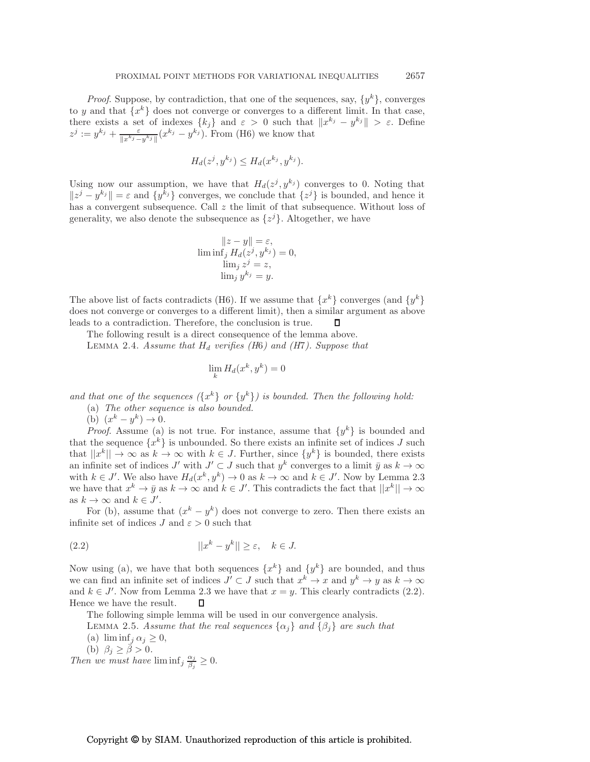*Proof*. Suppose, by contradiction, that one of the sequences, say, $\{y^k\}$, converges to $y$ and that $\{x^k\}$ does not converge or converges to a different limit. In that case, there exists a set of indexes $\{k_j\}$ and $\varepsilon > 0$ such that $\|x^{k_j} - y^{k_j}\| > \varepsilon$. Define $z^j := y^{k_j} + \frac{\varepsilon}{\|x^{k_j} - y^{k_j}\|}(x^{k_j} - y^{k_j})$. From (H6) we know that

$$H_d(z^j, y^{k_j}) \leq H_d(x^{k_j}, y^{k_j}).$$

Using now our assumption, we have that $H_d(z^j, y^{k_j})$ converges to 0. Noting that $\|z^j - y^{k_j}\| = \varepsilon$ and $\{y^{k_j}\}$ converges, we conclude that $\{z^j\}$ is bounded, and hence it has a convergent subsequence. Call $z$ the limit of that subsequence. Without loss of generality, we also denote the subsequence as $\{z^j\}$. Altogether, we have

$$\begin{gathered} \|z - y\| = \varepsilon, \\ \liminf_j H_d(z^j, y^{k_j}) = 0, \\ \lim_j z^j = z, \\ \lim_j y^{k_j} = y. \end{gathered}$$

The above list of facts contradicts (H6). If we assume that $\{x^k\}$ converges (and $\{y^k\}$ does not converge or converges to a different limit), then a similar argument as above leads to a contradiction. Therefore, the conclusion is true. $\square$

The following result is a direct consequence of the lemma above.

LEMMA 2.4. *Assume that $H_d$ verifies (H6) and (H7). Suppose that*

$$\lim_k H_d(x^k, y^k) = 0$$

*and that one of the sequences ($\{x^k\}$ or $\{y^k\}$) is bounded. Then the following hold:*

(a) *The other sequence is also bounded.*

(b) $(x^k - y^k) \to 0$.

*Proof*. Assume (a) is not true. For instance, assume that $\{y^k\}$ is bounded and that the sequence $\{x^k\}$ is unbounded. So there exists an infinite set of indices $J$ such that $||x^k|| \to \infty$ as $k \to \infty$ with $k \in J$. Further, since $\{y^k\}$ is bounded, there exists an infinite set of indices $J'$ with $J' \subset J$ such that $y^k$ converges to a limit $\bar{y}$ as $k \to \infty$ with $k \in J'$. We also have $H_d(x^k, y^k) \to 0$ as $k \to \infty$ and $k \in J'$. Now by Lemma 2.3 we have that $x^k \to \bar{y}$ as $k \to \infty$ and $k \in J'$. This contradicts the fact that $||x^k|| \to \infty$ as $k \to \infty$ and $k \in J'$.

For (b), assume that $(x^k - y^k)$ does not converge to zero. Then there exists an infinite set of indices $J$ and $\varepsilon > 0$ such that

$$||x^k - y^k|| \geq \varepsilon, \quad k \in J. \tag{2.2}$$

Now using (a), we have that both sequences $\{x^k\}$ and $\{y^k\}$ are bounded, and thus we can find an infinite set of indices $J' \subset J$ such that $x^k \to x$ and $y^k \to y$ as $k \to \infty$ and $k \in J'$. Now from Lemma 2.3 we have that $x = y$. This clearly contradicts (2.2). Hence we have the result. $\square$

The following simple lemma will be used in our convergence analysis.

LEMMA 2.5. *Assume that the real sequences $\{\alpha_j\}$ and $\{\beta_j\}$ are such that*

(a) $\liminf_j \alpha_j \geq 0$,

(b) $\beta_j \geq \bar{\beta} > 0$.

*Then we must have* $\liminf_j \frac{\alpha_j}{\beta_j} \geq 0$.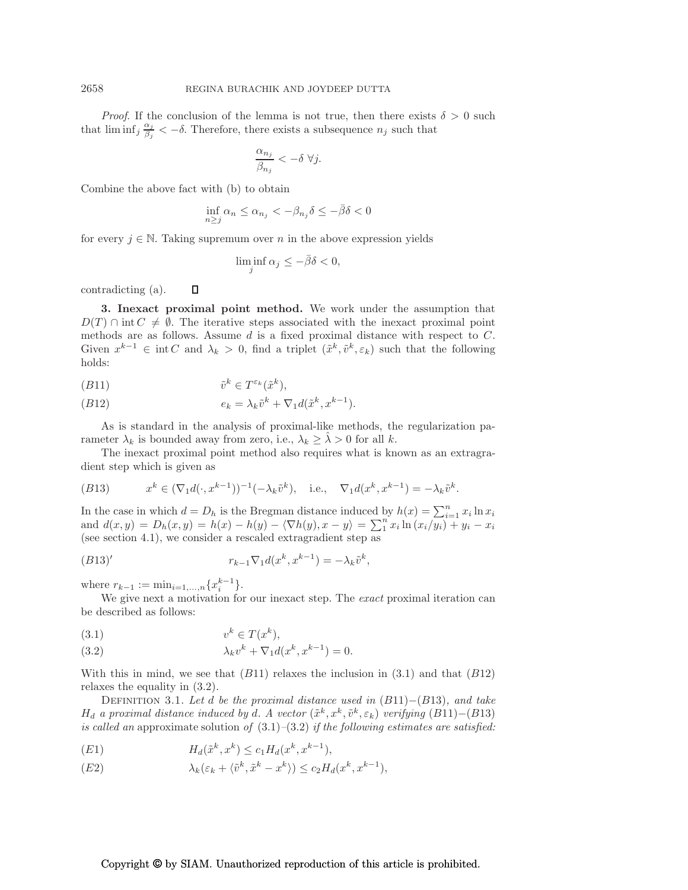*Proof*. If the conclusion of the lemma is not true, then there exists $\delta > 0$ such that $\liminf_j \frac{\alpha_j}{\beta_j} < -\delta$. Therefore, there exists a subsequence $n_j$ such that

$$\frac{\alpha_{n_j}}{\beta_{n_j}} < -\delta \ \forall j.$$

Combine the above fact with (b) to obtain

$$\inf_{n \geq j} \alpha_n \leq \alpha_{n_j} < -\beta_{n_j}\delta \leq -\bar{\beta}\delta < 0$$

for every $j \in \mathbb{N}$. Taking supremum over $n$ in the above expression yields

$$\liminf_j \alpha_j \leq -\bar{\beta}\delta < 0,$$

contradicting (a). ◻

## 3. Inexact proximal point method.

We work under the assumption that $D(T) \cap \operatorname{int} C \neq \emptyset$. The iterative steps associated with the inexact proximal point methods are as follows. Assume $d$ is a fixed proximal distance with respect to $C$. Given $x^{k-1} \in \operatorname{int} C$ and $\lambda_k > 0$, find a triplet $(\tilde{x}^k, \tilde{v}^k, \varepsilon_k)$ such that the following holds:

$$\tilde{v}^k \in T^{\varepsilon_k}(\tilde{x}^k), \tag{B11}$$

$$e_k = \lambda_k \tilde{v}^k + \nabla_1 d(\tilde{x}^k, x^{k-1}). \tag{B12}$$

As is standard in the analysis of proximal-like methods, the regularization parameter $\lambda_k$ is bounded away from zero, i.e., $\lambda_k \geq \hat{\lambda} > 0$ for all $k$.

The inexact proximal point method also requires what is known as an extragradient step which is given as

$$x^k \in (\nabla_1 d(\cdot, x^{k-1}))^{-1}(-\lambda_k \tilde{v}^k), \quad \text{i.e.,} \quad \nabla_1 d(x^k, x^{k-1}) = -\lambda_k \tilde{v}^k. \tag{B13}$$

In the case in which $d = D_h$ is the Bregman distance induced by $h(x) = \sum_{i=1}^n x_i \ln x_i$ and $d(x, y) = D_h(x, y) = h(x) - h(y) - \langle \nabla h(y), x - y \rangle = \sum_1^n x_i \ln(x_i/y_i) + y_i - x_i$ (see section 4.1), we consider a rescaled extragradient step as

$$r_{k-1} \nabla_1 d(x^k, x^{k-1}) = -\lambda_k \tilde{v}^k, \tag{B13$'$}$$

where $r_{k-1} := \min_{i=1,\ldots,n}\{x_i^{k-1}\}$.

We give next a motivation for our inexact step. The *exact* proximal iteration can be described as follows:

$$v^k \in T(x^k), \tag{3.1}$$

$$\lambda_k v^k + \nabla_1 d(x^k, x^{k-1}) = 0. \tag{3.2}$$

With this in mind, we see that $(B11)$ relaxes the inclusion in (3.1) and that $(B12)$ relaxes the equality in (3.2).

Definition 3.1. *Let $d$ be the proximal distance used in* $(B11)$–$(B13)$, *and take $H_d$ a proximal distance induced by $d$. A vector $(\tilde{x}^k, x^k, \tilde{v}^k, \varepsilon_k)$ verifying* $(B11)$–$(B13)$ *is called an* approximate solution *of* (3.1)–(3.2) *if the following estimates are satisfied:*

$$H_d(\tilde{x}^k, x^k) \leq c_1 H_d(x^k, x^{k-1}), \tag{E1}$$

$$\lambda_k(\varepsilon_k + \langle \tilde{v}^k, \tilde{x}^k - x^k \rangle) \leq c_2 H_d(x^k, x^{k-1}), \tag{E2}$$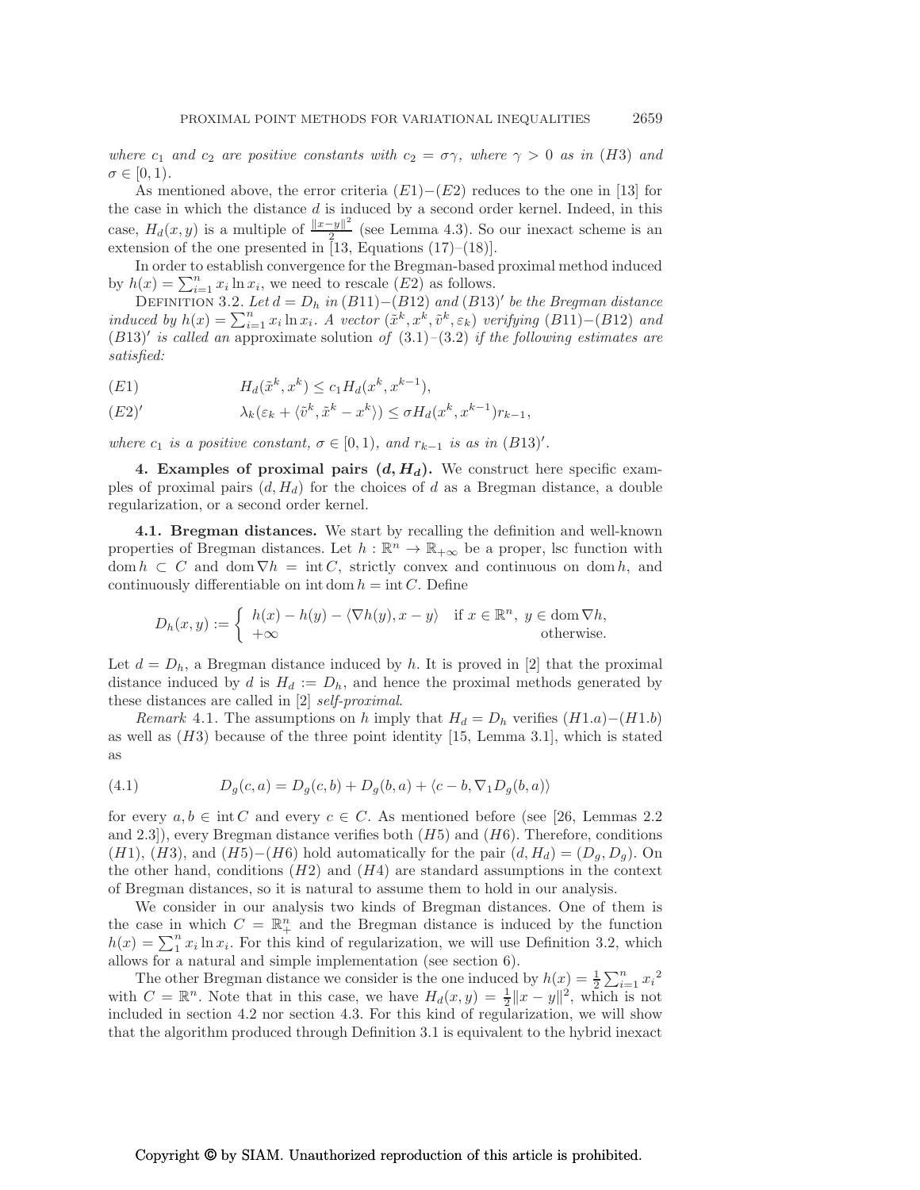*where $c_1$ and $c_2$ are positive constants with $c_2 = \sigma\gamma$, where $\gamma > 0$ as in $(H3)$ and $\sigma \in [0, 1)$.*

As mentioned above, the error criteria $(E1)-(E2)$ reduces to the one in [13] for the case in which the distance $d$ is induced by a second order kernel. Indeed, in this case, $H_d(x, y)$ is a multiple of $\frac{\|x-y\|^2}{2}$ (see Lemma 4.3). So our inexact scheme is an extension of the one presented in [13, Equations (17)–(18)].

In order to establish convergence for the Bregman-based proximal method induced by $h(x) = \sum_{i=1}^{n} x_i \ln x_i$, we need to rescale $(E2)$ as follows.

Definition 3.2. *Let $d = D_h$ in $(B11)-(B12)$ and $(B13)'$ be the Bregman distance induced by $h(x) = \sum_{i=1}^{n} x_i \ln x_i$. A vector $(\tilde{x}^k, x^k, \tilde{v}^k, \varepsilon_k)$ verifying $(B11)-(B12)$ and $(B13)'$ is called an* approximate solution *of (3.1)–(3.2) if the following estimates are satisfied:*

$$(E1) \qquad H_d(\tilde{x}^k, x^k) \leq c_1 H_d(x^k, x^{k-1}),$$

$$(E2)' \qquad \lambda_k(\varepsilon_k + \langle \tilde{v}^k, \tilde{x}^k - x^k \rangle) \leq \sigma H_d(x^k, x^{k-1}) r_{k-1},$$

*where $c_1$ is a positive constant, $\sigma \in [0, 1)$, and $r_{k-1}$ is as in $(B13)'$.*

## 4. Examples of proximal pairs $(d, H_d)$.

We construct here specific examples of proximal pairs $(d, H_d)$ for the choices of $d$ as a Bregman distance, a double regularization, or a second order kernel.

### 4.1. Bregman distances.

We start by recalling the definition and well-known properties of Bregman distances. Let $h : \mathbb{R}^n \to \mathbb{R}_{+\infty}$ be a proper, lsc function with $\operatorname{dom} h \subset C$ and $\operatorname{dom} \nabla h = \operatorname{int} C$, strictly convex and continuous on $\operatorname{dom} h$, and continuously differentiable on $\operatorname{int} \operatorname{dom} h = \operatorname{int} C$. Define

$$D_h(x, y) := \begin{cases} h(x) - h(y) - \langle \nabla h(y), x - y \rangle & \text{if } x \in \mathbb{R}^n,\ y \in \operatorname{dom} \nabla h, \\ +\infty & \text{otherwise.} \end{cases}$$

Let $d = D_h$, a Bregman distance induced by $h$. It is proved in [2] that the proximal distance induced by $d$ is $H_d := D_h$, and hence the proximal methods generated by these distances are called in [2] *self-proximal*.

*Remark* 4.1. The assumptions on $h$ imply that $H_d = D_h$ verifies $(H1.a)-(H1.b)$ as well as $(H3)$ because of the three point identity [15, Lemma 3.1], which is stated as

$$D_g(c, a) = D_g(c, b) + D_g(b, a) + \langle c - b, \nabla_1 D_g(b, a) \rangle \tag{4.1}$$

for every $a, b \in \operatorname{int} C$ and every $c \in C$. As mentioned before (see [26, Lemmas 2.2 and 2.3]), every Bregman distance verifies both $(H5)$ and $(H6)$. Therefore, conditions $(H1)$, $(H3)$, and $(H5)-(H6)$ hold automatically for the pair $(d, H_d) = (D_g, D_g)$. On the other hand, conditions $(H2)$ and $(H4)$ are standard assumptions in the context of Bregman distances, so it is natural to assume them to hold in our analysis.

We consider in our analysis two kinds of Bregman distances. One of them is the case in which $C = \mathbb{R}^n_+$ and the Bregman distance is induced by the function $h(x) = \sum_1^n x_i \ln x_i$. For this kind of regularization, we will use Definition 3.2, which allows for a natural and simple implementation (see section 6).

The other Bregman distance we consider is the one induced by $h(x) = \frac{1}{2} \sum_{i=1}^{n} {x_i}^2$ with $C = \mathbb{R}^n$. Note that in this case, we have $H_d(x, y) = \frac{1}{2}\|x - y\|^2$, which is not included in section 4.2 nor section 4.3. For this kind of regularization, we will show that the algorithm produced through Definition 3.1 is equivalent to the hybrid inexact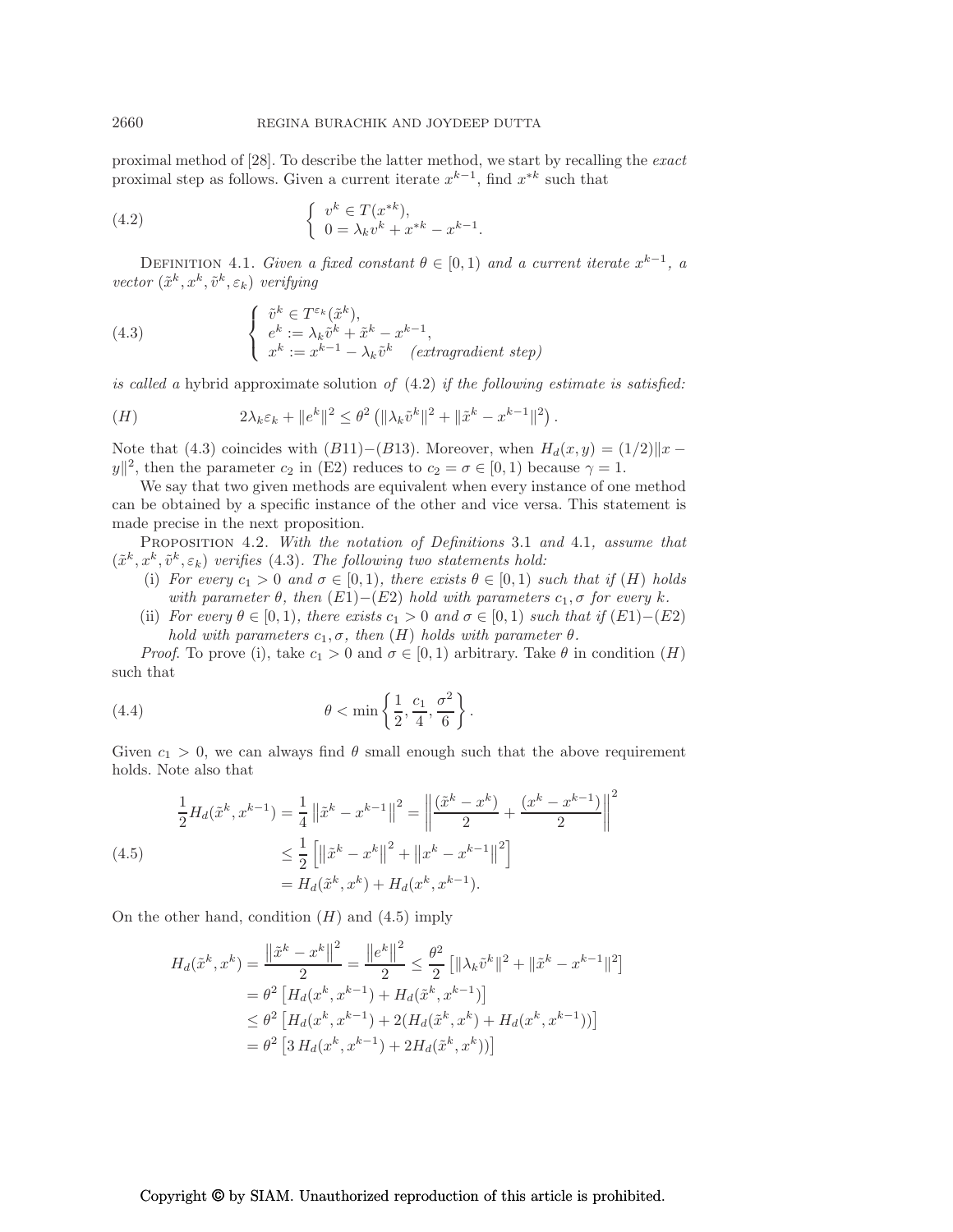proximal method of [28]. To describe the latter method, we start by recalling the *exact* proximal step as follows. Given a current iterate $x^{k-1}$, find $x^{*k}$ such that

$$
\left\{\begin{array}{l} v^k \in T(x^{*k}), \\ 0 = \lambda_k v^k + x^{*k} - x^{k-1}. \end{array}\right. \tag{4.2}
$$

Definition 4.1. *Given a fixed constant $\theta \in [0,1)$ and a current iterate $x^{k-1}$, a vector $(\tilde{x}^k, x^k, \tilde{v}^k, \varepsilon_k)$ verifying*

$$
\left\{\begin{array}{l} \tilde{v}^k \in T^{\varepsilon_k}(\tilde{x}^k), \\ e^k := \lambda_k \tilde{v}^k + \tilde{x}^k - x^{k-1}, \\ x^k := x^{k-1} - \lambda_k \tilde{v}^k \quad \textit{(extragradient step)} \end{array}\right. \tag{4.3}
$$

*is called a* hybrid approximate solution *of* (4.2) *if the following estimate is satisfied:*

$$
2\lambda_k \varepsilon_k + \|e^k\|^2 \leq \theta^2 \left( \|\lambda_k \tilde{v}^k\|^2 + \|\tilde{x}^k - x^{k-1}\|^2 \right). \tag{H}
$$

Note that (4.3) coincides with $(B11)-(B13)$. Moreover, when $H_d(x,y) = (1/2)\|x - y\|^2$, then the parameter $c_2$ in (E2) reduces to $c_2 = \sigma \in [0,1)$ because $\gamma = 1$.

We say that two given methods are equivalent when every instance of one method can be obtained by a specific instance of the other and vice versa. This statement is made precise in the next proposition.

Proposition 4.2. *With the notation of Definitions* 3.1 *and* 4.1*, assume that $(\tilde{x}^k, x^k, \tilde{v}^k, \varepsilon_k)$ verifies* (4.3)*. The following two statements hold:*

- (i) *For every $c_1 > 0$ and $\sigma \in [0,1)$, there exists $\theta \in [0,1)$ such that if $(H)$ holds with parameter $\theta$, then $(E1)-(E2)$ hold with parameters $c_1, \sigma$ for every $k$.*
- (ii) *For every $\theta \in [0,1)$, there exists $c_1 > 0$ and $\sigma \in [0,1)$ such that if $(E1)-(E2)$ hold with parameters $c_1, \sigma$, then $(H)$ holds with parameter $\theta$.*

*Proof.* To prove (i), take $c_1 > 0$ and $\sigma \in [0,1)$ arbitrary. Take $\theta$ in condition $(H)$ such that

$$
\theta < \min\left\{ \frac{1}{2}, \frac{c_1}{4}, \frac{\sigma^2}{6} \right\}. \tag{4.4}
$$

Given $c_1 > 0$, we can always find $\theta$ small enough such that the above requirement holds. Note also that

$$
\begin{aligned}
\frac{1}{2} H_d(\tilde{x}^k, x^{k-1}) &= \frac{1}{4}\left\|\tilde{x}^k - x^{k-1}\right\|^2 = \left\| \frac{(\tilde{x}^k - x^k)}{2} + \frac{(x^k - x^{k-1})}{2} \right\|^2 \\
&\leq \frac{1}{2}\left[ \left\|\tilde{x}^k - x^k\right\|^2 + \left\|x^k - x^{k-1}\right\|^2 \right] \\
&= H_d(\tilde{x}^k, x^k) + H_d(x^k, x^{k-1}).
\end{aligned} \tag{4.5}
$$

On the other hand, condition $(H)$ and (4.5) imply

$$
\begin{aligned}
H_d(\tilde{x}^k, x^k) = \frac{\left\|\tilde{x}^k - x^k\right\|^2}{2} = \frac{\left\|e^k\right\|^2}{2} &\leq \frac{\theta^2}{2}\left[ \|\lambda_k \tilde{v}^k\|^2 + \|\tilde{x}^k - x^{k-1}\|^2 \right] \\
&= \theta^2 \left[ H_d(x^k, x^{k-1}) + H_d(\tilde{x}^k, x^{k-1}) \right] \\
&\leq \theta^2 \left[ H_d(x^k, x^{k-1}) + 2(H_d(\tilde{x}^k, x^k) + H_d(x^k, x^{k-1})) \right] \\
&= \theta^2 \left[ 3\, H_d(x^k, x^{k-1}) + 2H_d(\tilde{x}^k, x^k)) \right]
\end{aligned}
$$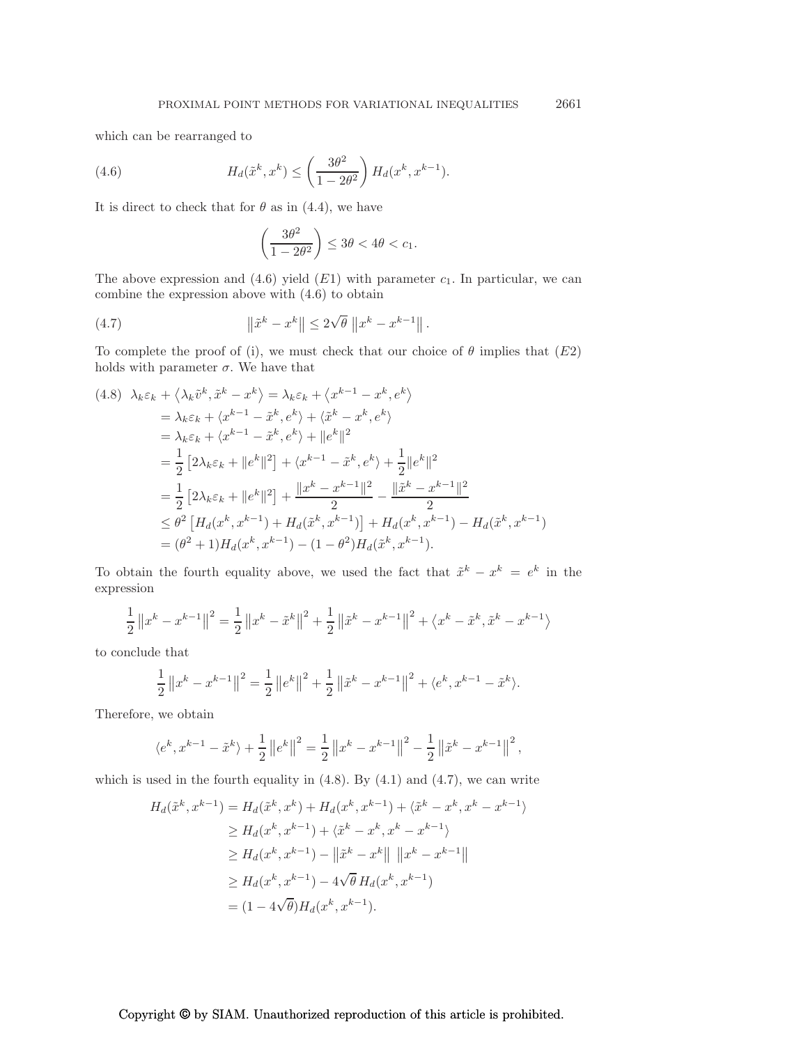which can be rearranged to

$$H_d(\tilde{x}^k, x^k) \leq \left(\frac{3\theta^2}{1-2\theta^2}\right) H_d(x^k, x^{k-1}). \tag{4.6}$$

It is direct to check that for $\theta$ as in (4.4), we have

$$\left(\frac{3\theta^2}{1-2\theta^2}\right) \leq 3\theta < 4\theta < c_1.$$

The above expression and (4.6) yield $(E1)$ with parameter $c_1$. In particular, we can combine the expression above with (4.6) to obtain

$$\left\|\tilde{x}^k - x^k\right\| \leq 2\sqrt{\theta}\left\|x^k - x^{k-1}\right\|. \tag{4.7}$$

To complete the proof of (i), we must check that our choice of $\theta$ implies that $(E2)$ holds with parameter $\sigma$. We have that

$$\begin{aligned}
(4.8)\quad \lambda_k\varepsilon_k + \left\langle \lambda_k\tilde{v}^k, \tilde{x}^k - x^k\right\rangle &= \lambda_k\varepsilon_k + \left\langle x^{k-1} - x^k, e^k\right\rangle \\
&= \lambda_k\varepsilon_k + \langle x^{k-1} - \tilde{x}^k, e^k\rangle + \langle \tilde{x}^k - x^k, e^k\rangle \\
&= \lambda_k\varepsilon_k + \langle x^{k-1} - \tilde{x}^k, e^k\rangle + \|e^k\|^2 \\
&= \frac{1}{2}\left[2\lambda_k\varepsilon_k + \|e^k\|^2\right] + \langle x^{k-1} - \tilde{x}^k, e^k\rangle + \frac{1}{2}\|e^k\|^2 \\
&= \frac{1}{2}\left[2\lambda_k\varepsilon_k + \|e^k\|^2\right] + \frac{\|x^k - x^{k-1}\|^2}{2} - \frac{\|\tilde{x}^k - x^{k-1}\|^2}{2} \\
&\leq \theta^2\left[H_d(x^k, x^{k-1}) + H_d(\tilde{x}^k, x^{k-1})\right] + H_d(x^k, x^{k-1}) - H_d(\tilde{x}^k, x^{k-1}) \\
&= (\theta^2 + 1)H_d(x^k, x^{k-1}) - (1-\theta^2)H_d(\tilde{x}^k, x^{k-1}).
\end{aligned}$$

To obtain the fourth equality above, we used the fact that $\tilde{x}^k - x^k = e^k$ in the expression

$$\frac{1}{2}\left\|x^k - x^{k-1}\right\|^2 = \frac{1}{2}\left\|x^k - \tilde{x}^k\right\|^2 + \frac{1}{2}\left\|\tilde{x}^k - x^{k-1}\right\|^2 + \left\langle x^k - \tilde{x}^k, \tilde{x}^k - x^{k-1}\right\rangle$$

to conclude that

$$\frac{1}{2}\left\|x^k - x^{k-1}\right\|^2 = \frac{1}{2}\left\|e^k\right\|^2 + \frac{1}{2}\left\|\tilde{x}^k - x^{k-1}\right\|^2 + \langle e^k, x^{k-1} - \tilde{x}^k\rangle.$$

Therefore, we obtain

$$\langle e^k, x^{k-1} - \tilde{x}^k\rangle + \frac{1}{2}\left\|e^k\right\|^2 = \frac{1}{2}\left\|x^k - x^{k-1}\right\|^2 - \frac{1}{2}\left\|\tilde{x}^k - x^{k-1}\right\|^2,$$

which is used in the fourth equality in (4.8). By (4.1) and (4.7), we can write

$$\begin{aligned}
H_d(\tilde{x}^k, x^{k-1}) &= H_d(\tilde{x}^k, x^k) + H_d(x^k, x^{k-1}) + \langle \tilde{x}^k - x^k, x^k - x^{k-1}\rangle \\
&\geq H_d(x^k, x^{k-1}) + \langle \tilde{x}^k - x^k, x^k - x^{k-1}\rangle \\
&\geq H_d(x^k, x^{k-1}) - \left\|\tilde{x}^k - x^k\right\| \left\|x^k - x^{k-1}\right\| \\
&\geq H_d(x^k, x^{k-1}) - 4\sqrt{\theta}\, H_d(x^k, x^{k-1}) \\
&= (1 - 4\sqrt{\theta})H_d(x^k, x^{k-1}).
\end{aligned}$$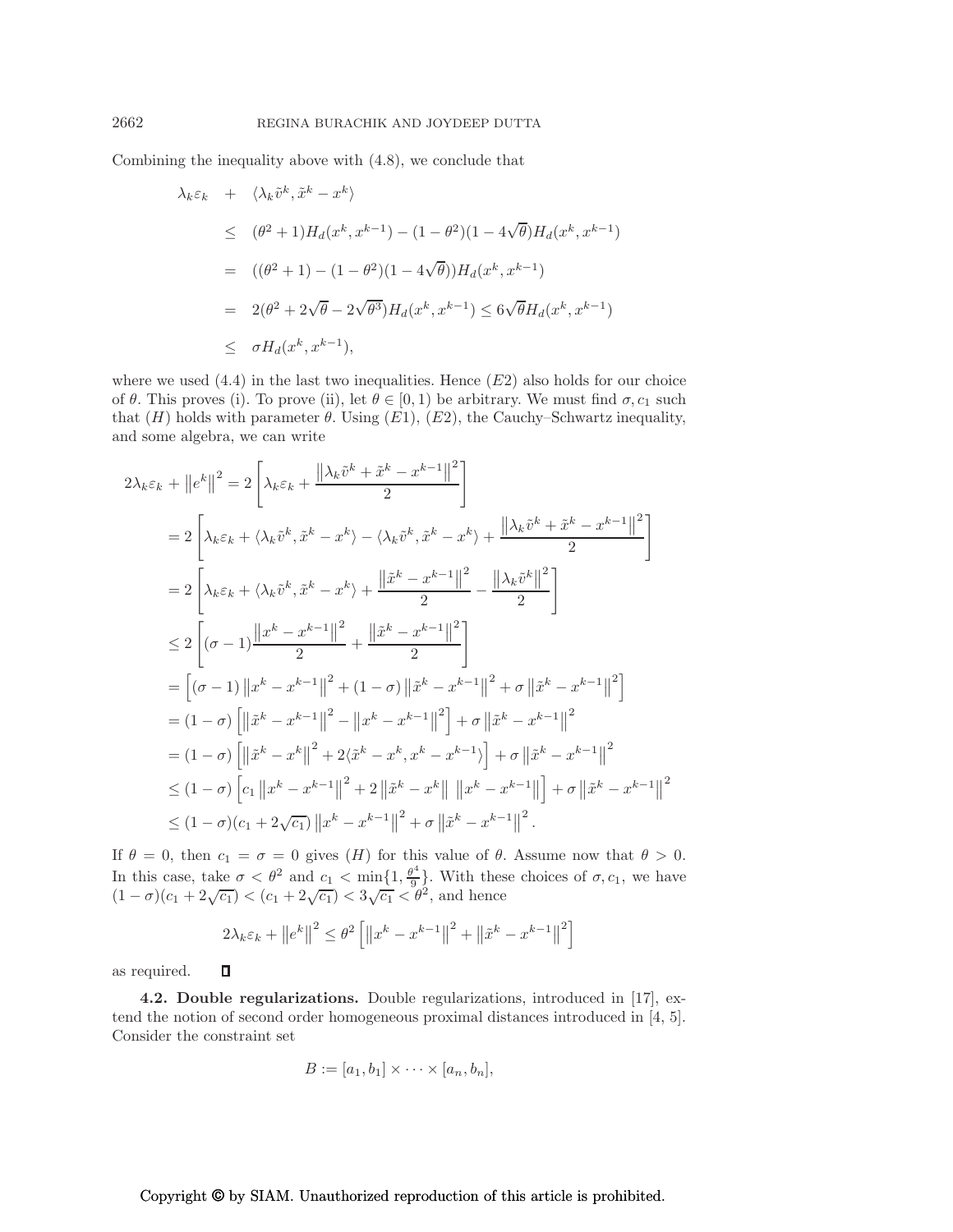Combining the inequality above with (4.8), we conclude that

$$
\begin{aligned}
\lambda_k \varepsilon_k \quad &+ \quad \langle \lambda_k \tilde{v}^k, \tilde{x}^k - x^k \rangle \\
&\leq \quad (\theta^2 + 1) H_d(x^k, x^{k-1}) - (1-\theta^2)(1 - 4\sqrt{\theta}) H_d(x^k, x^{k-1}) \\
&= \quad ((\theta^2 + 1) - (1-\theta^2)(1-4\sqrt{\theta})) H_d(x^k, x^{k-1}) \\
&= \quad 2(\theta^2 + 2\sqrt{\theta} - 2\sqrt{\theta^3}) H_d(x^k, x^{k-1}) \leq 6\sqrt{\theta} H_d(x^k, x^{k-1}) \\
&\leq \quad \sigma H_d(x^k, x^{k-1}),
\end{aligned}
$$

where we used (4.4) in the last two inequalities. Hence $(E2)$ also holds for our choice of $\theta$. This proves (i). To prove (ii), let $\theta \in [0, 1)$ be arbitrary. We must find $\sigma, c_1$ such that $(H)$ holds with parameter $\theta$. Using $(E1)$, $(E2)$, the Cauchy–Schwartz inequality, and some algebra, we can write

$$
\begin{aligned}
2\lambda_k \varepsilon_k + \left\| e^k \right\|^2 &= 2 \left[ \lambda_k \varepsilon_k + \frac{\left\| \lambda_k \tilde{v}^k + \tilde{x}^k - x^{k-1} \right\|^2}{2} \right] \\
&= 2 \left[ \lambda_k \varepsilon_k + \langle \lambda_k \tilde{v}^k, \tilde{x}^k - x^k \rangle - \langle \lambda_k \tilde{v}^k, \tilde{x}^k - x^k \rangle + \frac{\left\| \lambda_k \tilde{v}^k + \tilde{x}^k - x^{k-1} \right\|^2}{2} \right] \\
&= 2 \left[ \lambda_k \varepsilon_k + \langle \lambda_k \tilde{v}^k, \tilde{x}^k - x^k \rangle + \frac{\left\| \tilde{x}^k - x^{k-1} \right\|^2}{2} - \frac{\left\| \lambda_k \tilde{v}^k \right\|^2}{2} \right] \\
&\leq 2 \left[ (\sigma - 1) \frac{\left\| x^k - x^{k-1} \right\|^2}{2} + \frac{\left\| \tilde{x}^k - x^{k-1} \right\|^2}{2} \right] \\
&= \left[ (\sigma - 1) \left\| x^k - x^{k-1} \right\|^2 + (1-\sigma) \left\| \tilde{x}^k - x^{k-1} \right\|^2 + \sigma \left\| \tilde{x}^k - x^{k-1} \right\|^2 \right] \\
&= (1-\sigma) \left[ \left\| \tilde{x}^k - x^{k-1} \right\|^2 - \left\| x^k - x^{k-1} \right\|^2 \right] + \sigma \left\| \tilde{x}^k - x^{k-1} \right\|^2 \\
&= (1-\sigma) \left[ \left\| \tilde{x}^k - x^k \right\|^2 + 2 \langle \tilde{x}^k - x^k, x^k - x^{k-1} \rangle \right] + \sigma \left\| \tilde{x}^k - x^{k-1} \right\|^2 \\
&\leq (1-\sigma) \left[ c_1 \left\| x^k - x^{k-1} \right\|^2 + 2 \left\| \tilde{x}^k - x^k \right\| \left\| x^k - x^{k-1} \right\| \right] + \sigma \left\| \tilde{x}^k - x^{k-1} \right\|^2 \\
&\leq (1-\sigma)(c_1 + 2\sqrt{c_1}) \left\| x^k - x^{k-1} \right\|^2 + \sigma \left\| \tilde{x}^k - x^{k-1} \right\|^2 .
\end{aligned}
$$

If $\theta = 0$, then $c_1 = \sigma = 0$ gives $(H)$ for this value of $\theta$. Assume now that $\theta > 0$. In this case, take $\sigma < \theta^2$ and $c_1 < \min\{1, \frac{\theta^4}{9}\}$. With these choices of $\sigma, c_1$, we have $(1-\sigma)(c_1 + 2\sqrt{c_1}) < (c_1 + 2\sqrt{c_1}) < 3\sqrt{c_1} < \theta^2$, and hence

$$
2\lambda_k \varepsilon_k + \left\| e^k \right\|^2 \leq \theta^2 \left[ \left\| x^k - x^{k-1} \right\|^2 + \left\| \tilde{x}^k - x^{k-1} \right\|^2 \right]
$$

as required. $\square$

**4.2. Double regularizations.** Double regularizations, introduced in [17], extend the notion of second order homogeneous proximal distances introduced in [4, 5]. Consider the constraint set

$$
B := [a_1, b_1] \times \cdots \times [a_n, b_n],
$$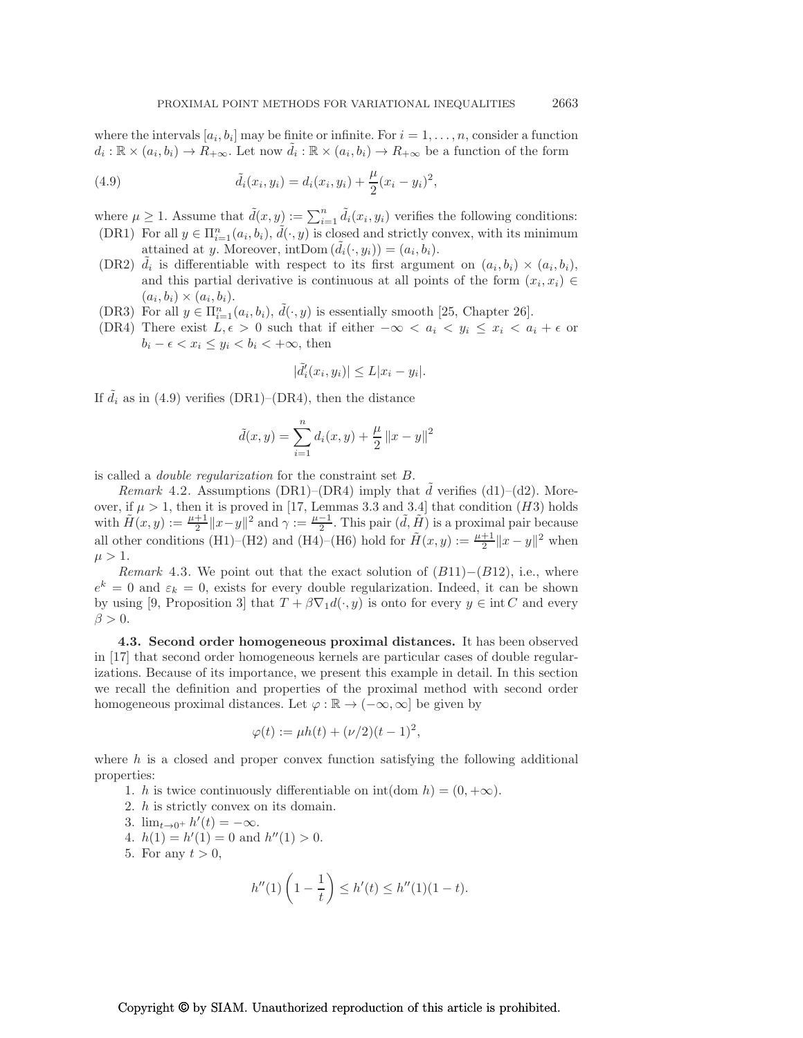where the intervals $[a_i, b_i]$ may be finite or infinite. For $i = 1, \dots, n$, consider a function $d_i : \mathbb{R} \times (a_i, b_i) \to R_{+\infty}$. Let now $\tilde{d}_i : \mathbb{R} \times (a_i, b_i) \to R_{+\infty}$ be a function of the form

$$\tilde{d}_i(x_i, y_i) = d_i(x_i, y_i) + \frac{\mu}{2}(x_i - y_i)^2, \tag{4.9}$$

where $\mu \geq 1$. Assume that $\tilde{d}(x, y) := \sum_{i=1}^n \tilde{d}_i(x_i, y_i)$ verifies the following conditions:

- (DR1) For all $y \in \Pi_{i=1}^n (a_i, b_i)$, $\tilde{d}(\cdot, y)$ is closed and strictly convex, with its minimum attained at $y$. Moreover, $\text{intDom}\,(\tilde{d}_i(\cdot, y_i)) = (a_i, b_i)$.
- (DR2) $\tilde{d}_i$ is differentiable with respect to its first argument on $(a_i, b_i) \times (a_i, b_i)$, and this partial derivative is continuous at all points of the form $(x_i, x_i) \in (a_i, b_i) \times (a_i, b_i)$.
- (DR3) For all $y \in \Pi_{i=1}^n (a_i, b_i)$, $\tilde{d}(\cdot, y)$ is essentially smooth [25, Chapter 26].
- (DR4) There exist $L, \epsilon > 0$ such that if either $-\infty < a_i < y_i \leq x_i < a_i + \epsilon$ or $b_i - \epsilon < x_i \leq y_i < b_i < +\infty$, then

$$|\tilde{d}_i'(x_i, y_i)| \leq L|x_i - y_i|.$$

If $\tilde{d}_i$ as in (4.9) verifies (DR1)–(DR4), then the distance

$$\tilde{d}(x, y) = \sum_{i=1}^n d_i(x, y) + \frac{\mu}{2} \|x - y\|^2$$

is called a *double regularization* for the constraint set $B$.

*Remark* 4.2. Assumptions (DR1)–(DR4) imply that $\tilde{d}$ verifies (d1)–(d2). Moreover, if $\mu > 1$, then it is proved in [17, Lemmas 3.3 and 3.4] that condition $(H3)$ holds with $\tilde{H}(x, y) := \frac{\mu+1}{2}\|x - y\|^2$ and $\gamma := \frac{\mu-1}{2}$. This pair $(\tilde{d}, \tilde{H})$ is a proximal pair because all other conditions (H1)–(H2) and (H4)–(H6) hold for $\tilde{H}(x, y) := \frac{\mu+1}{2}\|x - y\|^2$ when $\mu > 1$.

*Remark* 4.3. We point out that the exact solution of $(B11)$–$(B12)$, i.e., where $e^k = 0$ and $\varepsilon_k = 0$, exists for every double regularization. Indeed, it can be shown by using [9, Proposition 3] that $T + \beta \nabla_1 d(\cdot, y)$ is onto for every $y \in \text{int}\, C$ and every $\beta > 0$.

**4.3. Second order homogeneous proximal distances.** It has been observed in [17] that second order homogeneous kernels are particular cases of double regularizations. Because of its importance, we present this example in detail. In this section we recall the definition and properties of the proximal method with second order homogeneous proximal distances. Let $\varphi : \mathbb{R} \to (-\infty, \infty]$ be given by

$$\varphi(t) := \mu h(t) + (\nu/2)(t - 1)^2,$$

where $h$ is a closed and proper convex function satisfying the following additional properties:

1. $h$ is twice continuously differentiable on $\text{int}(\text{dom}\, h) = (0, +\infty)$.
2. $h$ is strictly convex on its domain.
3. $\lim_{t \to 0^+} h'(t) = -\infty$.
4. $h(1) = h'(1) = 0$ and $h''(1) > 0$.
5. For any $t > 0$,

$$h''(1)\left(1 - \frac{1}{t}\right) \leq h'(t) \leq h''(1)(1 - t).$$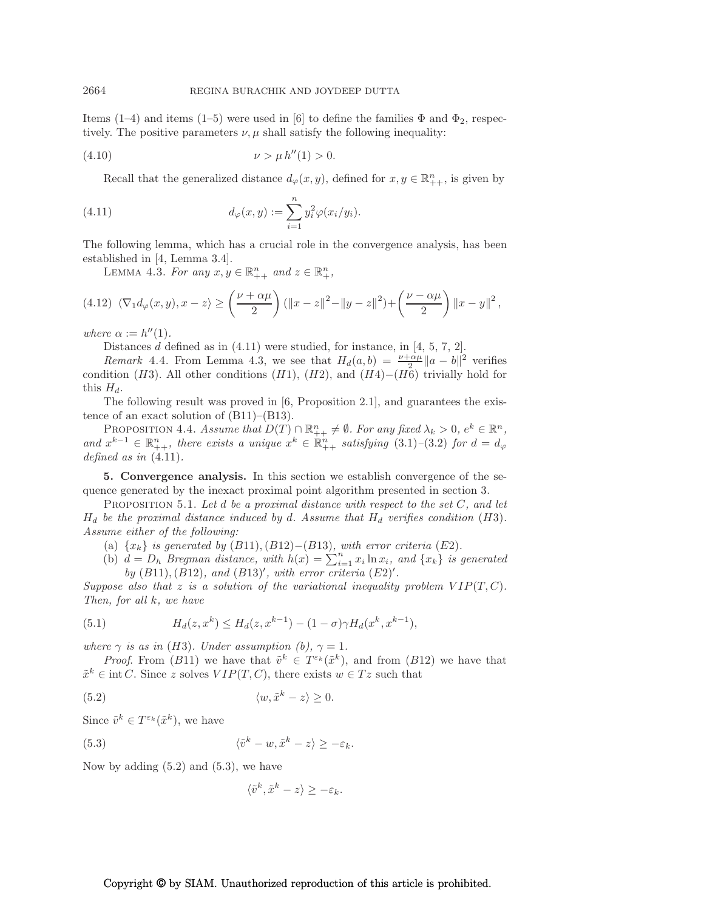Items (1–4) and items (1–5) were used in [6] to define the families $\Phi$ and $\Phi_2$, respectively. The positive parameters $\nu, \mu$ shall satisfy the following inequality:

$$\nu > \mu\, h''(1) > 0. \tag{4.10}$$

Recall that the generalized distance $d_\varphi(x, y)$, defined for $x, y \in \mathbb{R}^n_{++}$, is given by

$$d_\varphi(x, y) := \sum_{i=1}^{n} y_i^2 \varphi(x_i/y_i). \tag{4.11}$$

The following lemma, which has a crucial role in the convergence analysis, has been established in [4, Lemma 3.4].

Lemma 4.3. *For any $x, y \in \mathbb{R}^n_{++}$ and $z \in \mathbb{R}^n_{+}$,*

$$\langle \nabla_1 d_\varphi(x, y), x - z\rangle \geq \left(\frac{\nu + \alpha\mu}{2}\right)(\|x - z\|^2 - \|y - z\|^2) + \left(\frac{\nu - \alpha\mu}{2}\right)\|x - y\|^2, \tag{4.12}$$

*where $\alpha := h''(1)$.*

Distances $d$ defined as in (4.11) were studied, for instance, in [4, 5, 7, 2].

*Remark* 4.4. From Lemma 4.3, we see that $H_d(a, b) = \frac{\nu+\alpha\mu}{2}\|a - b\|^2$ verifies condition $(H3)$. All other conditions $(H1)$, $(H2)$, and $(H4)$–$(H6)$ trivially hold for this $H_d$.

The following result was proved in [6, Proposition 2.1], and guarantees the existence of an exact solution of (B11)–(B13).

Proposition 4.4. *Assume that $D(T) \cap \mathbb{R}^n_{++} \neq \emptyset$. For any fixed $\lambda_k > 0$, $e^k \in \mathbb{R}^n$, and $x^{k-1} \in \mathbb{R}^n_{++}$, there exists a unique $x^k \in \mathbb{R}^n_{++}$ satisfying (3.1)–(3.2) for $d = d_\varphi$ defined as in (4.11).*

## 5. Convergence analysis.

In this section we establish convergence of the sequence generated by the inexact proximal point algorithm presented in section 3.

Proposition 5.1. *Let $d$ be a proximal distance with respect to the set $C$, and let $H_d$ be the proximal distance induced by $d$. Assume that $H_d$ verifies condition $(H3)$. Assume either of the following:*

(a) *$\{x_k\}$ is generated by $(B11), (B12)$–$(B13)$, with error criteria $(E2)$.*

(b) *$d = D_h$ Bregman distance, with $h(x) = \sum_{i=1}^n x_i \ln x_i$, and $\{x_k\}$ is generated by $(B11), (B12)$, and $(B13)'$, with error criteria $(E2)'$.*

*Suppose also that $z$ is a solution of the variational inequality problem $VIP(T, C)$. Then, for all $k$, we have*

$$H_d(z, x^k) \leq H_d(z, x^{k-1}) - (1 - \sigma)\gamma H_d(x^k, x^{k-1}), \tag{5.1}$$

*where $\gamma$ is as in $(H3)$. Under assumption (b), $\gamma = 1$.*

*Proof.* From $(B11)$ we have that $\tilde{v}^k \in T^{\varepsilon_k}(\tilde{x}^k)$, and from $(B12)$ we have that $\tilde{x}^k \in \operatorname{int} C$. Since $z$ solves $VIP(T, C)$, there exists $w \in Tz$ such that

$$\langle w, \tilde{x}^k - z\rangle \geq 0. \tag{5.2}$$

Since $\tilde{v}^k \in T^{\varepsilon_k}(\tilde{x}^k)$, we have

$$\langle \tilde{v}^k - w, \tilde{x}^k - z\rangle \geq -\varepsilon_k. \tag{5.3}$$

Now by adding (5.2) and (5.3), we have

$$\langle \tilde{v}^k, \tilde{x}^k - z\rangle \geq -\varepsilon_k.$$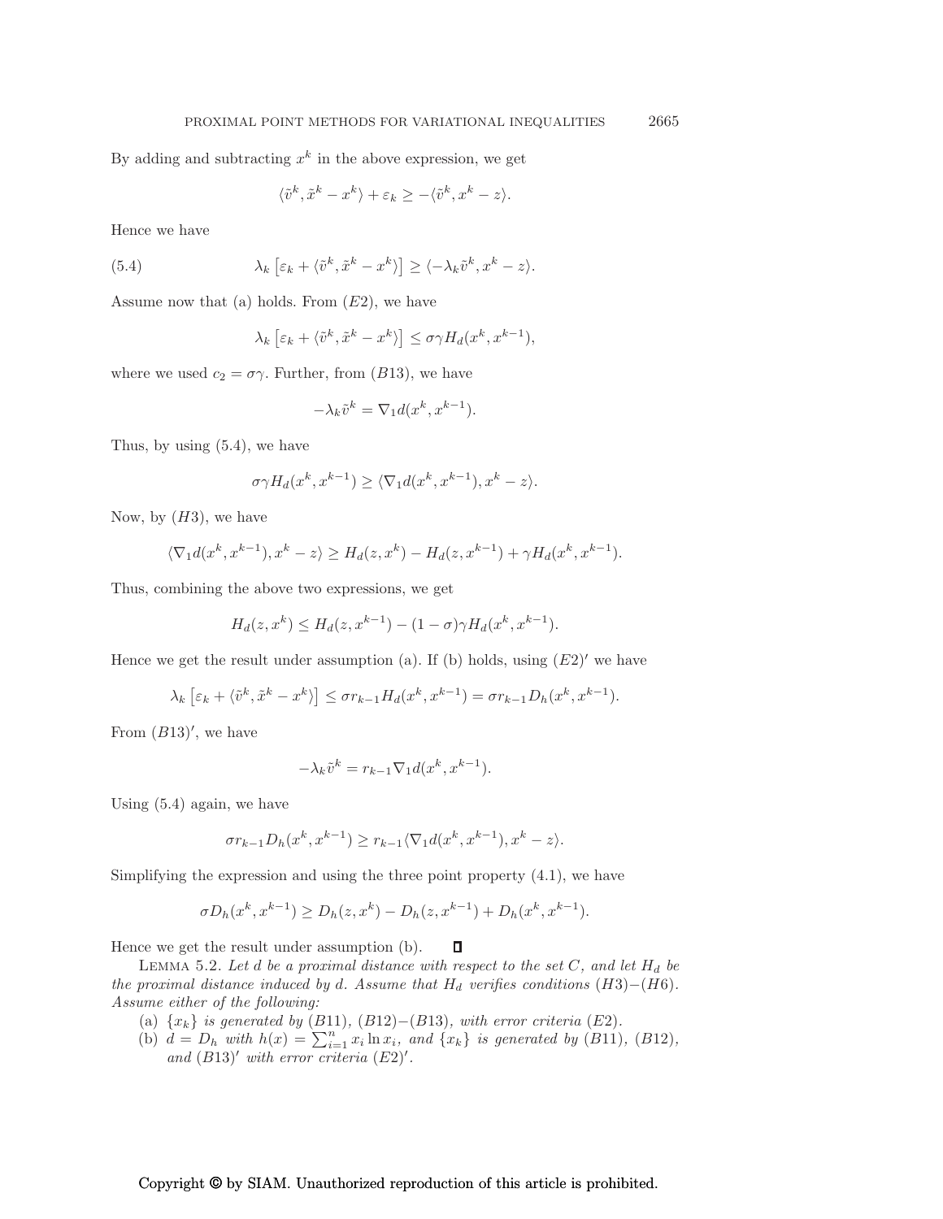By adding and subtracting $x^k$ in the above expression, we get

$$\langle \tilde{v}^k, \tilde{x}^k - x^k \rangle + \varepsilon_k \geq -\langle \tilde{v}^k, x^k - z \rangle.$$

Hence we have

$$\lambda_k \left[ \varepsilon_k + \langle \tilde{v}^k, \tilde{x}^k - x^k \rangle \right] \geq \langle -\lambda_k \tilde{v}^k, x^k - z \rangle. \tag{5.4}$$

Assume now that (a) holds. From $(E2)$, we have

$$\lambda_k \left[ \varepsilon_k + \langle \tilde{v}^k, \tilde{x}^k - x^k \rangle \right] \leq \sigma \gamma H_d(x^k, x^{k-1}),$$

where we used $c_2 = \sigma\gamma$. Further, from $(B13)$, we have

$$-\lambda_k \tilde{v}^k = \nabla_1 d(x^k, x^{k-1}).$$

Thus, by using (5.4), we have

$$\sigma \gamma H_d(x^k, x^{k-1}) \geq \langle \nabla_1 d(x^k, x^{k-1}), x^k - z \rangle.$$

Now, by $(H3)$, we have

$$\langle \nabla_1 d(x^k, x^{k-1}), x^k - z \rangle \geq H_d(z, x^k) - H_d(z, x^{k-1}) + \gamma H_d(x^k, x^{k-1}).$$

Thus, combining the above two expressions, we get

$$H_d(z, x^k) \leq H_d(z, x^{k-1}) - (1 - \sigma)\gamma H_d(x^k, x^{k-1}).$$

Hence we get the result under assumption (a). If (b) holds, using $(E2)'$ we have

$$\lambda_k \left[ \varepsilon_k + \langle \tilde{v}^k, \tilde{x}^k - x^k \rangle \right] \leq \sigma r_{k-1} H_d(x^k, x^{k-1}) = \sigma r_{k-1} D_h(x^k, x^{k-1}).$$

From $(B13)'$, we have

$$-\lambda_k \tilde{v}^k = r_{k-1} \nabla_1 d(x^k, x^{k-1}).$$

Using (5.4) again, we have

$$\sigma r_{k-1} D_h(x^k, x^{k-1}) \geq r_{k-1} \langle \nabla_1 d(x^k, x^{k-1}), x^k - z \rangle.$$

Simplifying the expression and using the three point property (4.1), we have

$$\sigma D_h(x^k, x^{k-1}) \geq D_h(z, x^k) - D_h(z, x^{k-1}) + D_h(x^k, x^{k-1}).$$

Hence we get the result under assumption (b). ∎

LEMMA 5.2. *Let $d$ be a proximal distance with respect to the set $C$, and let $H_d$ be the proximal distance induced by $d$. Assume that $H_d$ verifies conditions $(H3)$–$(H6)$. Assume either of the following:*

(a) *$\{x_k\}$ is generated by $(B11)$, $(B12)$–$(B13)$, with error criteria $(E2)$.*

(b) *$d = D_h$ with $h(x) = \sum_{i=1}^n x_i \ln x_i$, and $\{x_k\}$ is generated by $(B11)$, $(B12)$, and $(B13)'$ with error criteria $(E2)'$.*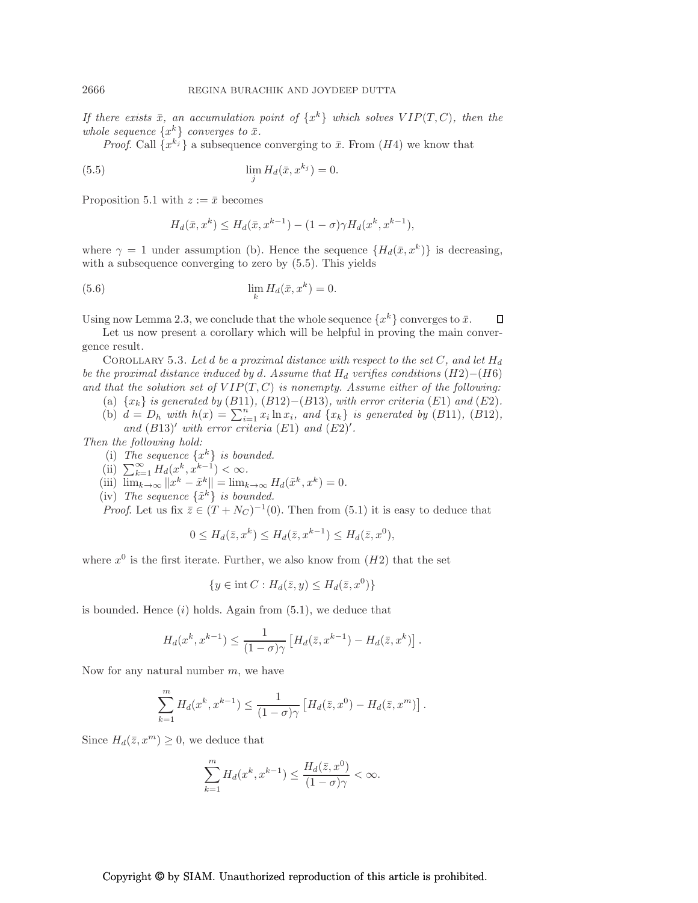*If there exists $\bar{x}$, an accumulation point of $\{x^k\}$ which solves $VIP(T, C)$, then the whole sequence $\{x^k\}$ converges to $\bar{x}$.*

*Proof*. Call $\{x^{k_j}\}$ a subsequence converging to $\bar{x}$. From $(H4)$ we know that

$$\lim_j H_d(\bar{x}, x^{k_j}) = 0. \tag{5.5}$$

Proposition 5.1 with $z := \bar{x}$ becomes

$$H_d(\bar{x}, x^k) \leq H_d(\bar{x}, x^{k-1}) - (1 - \sigma)\gamma H_d(x^k, x^{k-1}),$$

where $\gamma = 1$ under assumption (b). Hence the sequence $\{H_d(\bar{x}, x^k)\}$ is decreasing, with a subsequence converging to zero by (5.5). This yields

$$\lim_k H_d(\bar{x}, x^k) = 0. \tag{5.6}$$

Using now Lemma 2.3, we conclude that the whole sequence $\{x^k\}$ converges to $\bar{x}$. $\square$

Let us now present a corollary which will be helpful in proving the main convergence result.

COROLLARY 5.3. *Let $d$ be a proximal distance with respect to the set $C$, and let $H_d$ be the proximal distance induced by $d$. Assume that $H_d$ verifies conditions $(H2)$–$(H6)$ and that the solution set of $VIP(T, C)$ is nonempty. Assume either of the following:*

(a) *$\{x_k\}$ is generated by $(B11)$, $(B12)$–$(B13)$, with error criteria $(E1)$ and $(E2)$.*

(b) *$d = D_h$ with $h(x) = \sum_{i=1}^n x_i \ln x_i$, and $\{x_k\}$ is generated by $(B11)$, $(B12)$, and $(B13)'$ with error criteria $(E1)$ and $(E2)'$.*

*Then the following hold:*

(i) *The sequence $\{x^k\}$ is bounded.*

(ii) $\sum_{k=1}^\infty H_d(x^k, x^{k-1}) < \infty$.

(iii) $\lim_{k\to\infty} \|x^k - \tilde{x}^k\| = \lim_{k\to\infty} H_d(\tilde{x}^k, x^k) = 0$.

(iv) *The sequence $\{\tilde{x}^k\}$ is bounded.*

*Proof*. Let us fix $\bar{z} \in (T + N_C)^{-1}(0)$. Then from (5.1) it is easy to deduce that

$$0 \leq H_d(\bar{z}, x^k) \leq H_d(\bar{z}, x^{k-1}) \leq H_d(\bar{z}, x^0),$$

where $x^0$ is the first iterate. Further, we also know from $(H2)$ that the set

$$\{y \in \operatorname{int} C : H_d(\bar{z}, y) \leq H_d(\bar{z}, x^0)\}$$

is bounded. Hence $(i)$ holds. Again from (5.1), we deduce that

$$H_d(x^k, x^{k-1}) \leq \frac{1}{(1-\sigma)\gamma}\left[H_d(\bar{z}, x^{k-1}) - H_d(\bar{z}, x^k)\right].$$

Now for any natural number $m$, we have

$$\sum_{k=1}^m H_d(x^k, x^{k-1}) \leq \frac{1}{(1-\sigma)\gamma}\left[H_d(\bar{z}, x^0) - H_d(\bar{z}, x^m)\right].$$

Since $H_d(\bar{z}, x^m) \geq 0$, we deduce that

$$\sum_{k=1}^m H_d(x^k, x^{k-1}) \leq \frac{H_d(\bar{z}, x^0)}{(1-\sigma)\gamma} < \infty.$$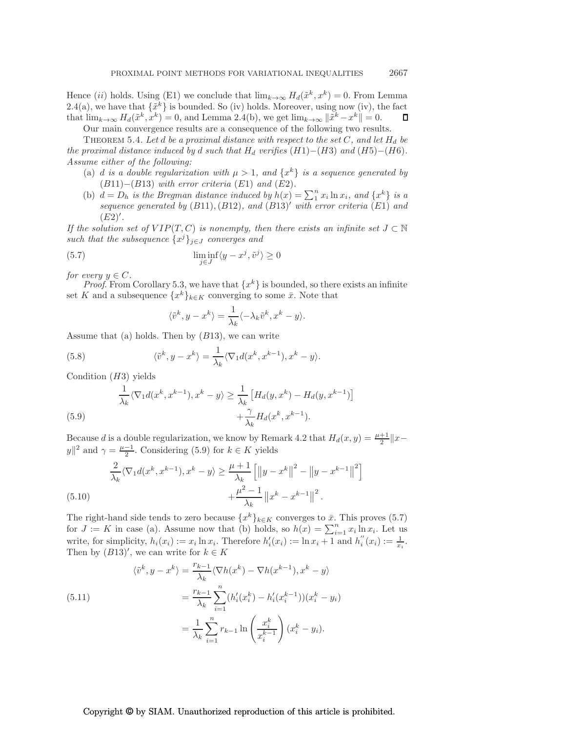Hence $(ii)$ holds. Using (E1) we conclude that $\lim_{k\to\infty} H_d(\tilde{x}^k, x^k) = 0$. From Lemma 2.4(a), we have that $\{\tilde{x}^k\}$ is bounded. So (iv) holds. Moreover, using now (iv), the fact that $\lim_{k\to\infty} H_d(\tilde{x}^k, x^k) = 0$, and Lemma 2.4(b), we get $\lim_{k\to\infty} \|\tilde{x}^k - x^k\| = 0$. ∎

Our main convergence results are a consequence of the following two results.

Theorem 5.4. *Let $d$ be a proximal distance with respect to the set $C$, and let $H_d$ be the proximal distance induced by $d$ such that $H_d$ verifies $(H1)$–$(H3)$ and $(H5)$–$(H6)$. Assume either of the following:*

(a) *$d$ is a double regularization with $\mu > 1$, and $\{x^k\}$ is a sequence generated by $(B11)$–$(B13)$ with error criteria $(E1)$ and $(E2)$.*

(b) *$d = D_h$ is the Bregman distance induced by $h(x) = \sum_1^n x_i \ln x_i$, and $\{x^k\}$ is a sequence generated by $(B11)$, $(B12)$, and $(B13)'$ with error criteria $(E1)$ and $(E2)'$.*

*If the solution set of $VIP(T, C)$ is nonempty, then there exists an infinite set $J \subset \mathbb{N}$ such that the subsequence $\{x^j\}_{j\in J}$ converges and*

$$\liminf_{j\in J} \langle y - x^j, \tilde{v}^j \rangle \geq 0 \tag{5.7}$$

*for every $y \in C$.*

*Proof.* From Corollary 5.3, we have that $\{x^k\}$ is bounded, so there exists an infinite set $K$ and a subsequence $\{x^k\}_{k\in K}$ converging to some $\bar{x}$. Note that

$$\langle \tilde{v}^k, y - x^k \rangle = \frac{1}{\lambda_k} \langle -\lambda_k \tilde{v}^k, x^k - y \rangle.$$

Assume that (a) holds. Then by $(B13)$, we can write

$$\langle \tilde{v}^k, y - x^k \rangle = \frac{1}{\lambda_k} \langle \nabla_1 d(x^k, x^{k-1}), x^k - y \rangle. \tag{5.8}$$

Condition $(H3)$ yields

$$\frac{1}{\lambda_k} \langle \nabla_1 d(x^k, x^{k-1}), x^k - y \rangle \geq \frac{1}{\lambda_k} \left[ H_d(y, x^k) - H_d(y, x^{k-1}) \right] + \frac{\gamma}{\lambda_k} H_d(x^k, x^{k-1}). \tag{5.9}$$

Because $d$ is a double regularization, we know by Remark 4.2 that $H_d(x, y) = \frac{\mu+1}{2}\|x - y\|^2$ and $\gamma = \frac{\mu-1}{2}$. Considering (5.9) for $k \in K$ yields

$$\frac{2}{\lambda_k} \langle \nabla_1 d(x^k, x^{k-1}), x^k - y \rangle \geq \frac{\mu+1}{\lambda_k} \left[ \left\|y - x^k\right\|^2 - \left\|y - x^{k-1}\right\|^2 \right] + \frac{\mu^2 - 1}{\lambda_k} \left\|x^k - x^{k-1}\right\|^2. \tag{5.10}$$

The right-hand side tends to zero because $\{x^k\}_{k\in K}$ converges to $\bar{x}$. This proves (5.7) for $J := K$ in case (a). Assume now that (b) holds, so $h(x) = \sum_{i=1}^n x_i \ln x_i$. Let us write, for simplicity, $h_i(x_i) := x_i \ln x_i$. Therefore $h_i'(x_i) := \ln x_i + 1$ and $h_i''(x_i) := \frac{1}{x_i}$. Then by $(B13)'$, we can write for $k \in K$

$$\begin{aligned}
\langle \tilde{v}^k, y - x^k \rangle &= \frac{r_{k-1}}{\lambda_k} \langle \nabla h(x^k) - \nabla h(x^{k-1}), x^k - y \rangle \\
&= \frac{r_{k-1}}{\lambda_k} \sum_{i=1}^n (h_i'(x_i^k) - h_i'(x_i^{k-1}))(x_i^k - y_i) \\
&= \frac{1}{\lambda_k} \sum_{i=1}^n r_{k-1} \ln\left(\frac{x_i^k}{x_i^{k-1}}\right)(x_i^k - y_i).
\end{aligned} \tag{5.11}$$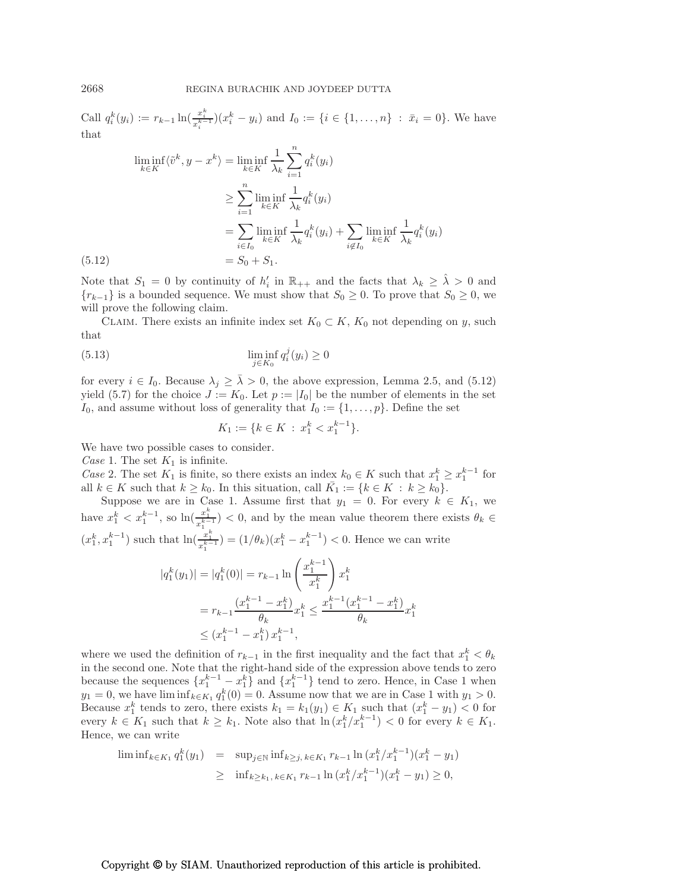Call $q_i^k(y_i) := r_{k-1} \ln(\frac{x_i^k}{x_i^{k-1}})(x_i^k - y_i)$ and $I_0 := \{i \in \{1, \ldots, n\} \;:\; \bar{x}_i = 0\}$. We have that

$$
\begin{aligned}
\liminf_{k \in K} \langle \tilde{v}^k, y - x^k \rangle &= \liminf_{k \in K} \frac{1}{\lambda_k} \sum_{i=1}^{n} q_i^k(y_i) \\
&\geq \sum_{i=1}^{n} \liminf_{k \in K} \frac{1}{\lambda_k} q_i^k(y_i) \\
&= \sum_{i \in I_0} \liminf_{k \in K} \frac{1}{\lambda_k} q_i^k(y_i) + \sum_{i \notin I_0} \liminf_{k \in K} \frac{1}{\lambda_k} q_i^k(y_i) \\
&= S_0 + S_1. \qquad (5.12)
\end{aligned}
$$

Note that $S_1 = 0$ by continuity of $h_i'$ in $\mathbb{R}_{++}$ and the facts that $\lambda_k \geq \hat{\lambda} > 0$ and $\{r_{k-1}\}$ is a bounded sequence. We must show that $S_0 \geq 0$. To prove that $S_0 \geq 0$, we will prove the following claim.

Claim. There exists an infinite index set $K_0 \subset K$, $K_0$ not depending on $y$, such that

$$
\liminf_{j \in K_0} q_i^j(y_i) \geq 0 \qquad (5.13)
$$

for every $i \in I_0$. Because $\lambda_j \geq \bar{\lambda} > 0$, the above expression, Lemma 2.5, and (5.12) yield (5.7) for the choice $J := K_0$. Let $p := |I_0|$ be the number of elements in the set $I_0$, and assume without loss of generality that $I_0 := \{1, \ldots, p\}$. Define the set

$$
K_1 := \{k \in K \;:\; x_1^k < x_1^{k-1}\}.
$$

We have two possible cases to consider.

*Case* 1. The set $K_1$ is infinite.

*Case* 2. The set $K_1$ is finite, so there exists an index $k_0 \in K$ such that $x_1^k \geq x_1^{k-1}$ for all $k \in K$ such that $k \geq k_0$. In this situation, call $\bar{K_1} := \{k \in K \;:\; k \geq k_0\}$.

Suppose we are in Case 1. Assume first that $y_1 = 0$. For every $k \in K_1$, we have $x_1^k < x_1^{k-1}$, so $\ln(\frac{x_1^k}{x_1^{k-1}}) < 0$, and by the mean value theorem there exists $\theta_k \in (x_1^k, x_1^{k-1})$ such that $\ln(\frac{x_1^k}{x_1^{k-1}}) = (1/\theta_k)(x_1^k - x_1^{k-1}) < 0$. Hence we can write

$$
\begin{aligned}
|q_1^k(y_1)| = |q_1^k(0)| &= r_{k-1} \ln\left(\frac{x_1^{k-1}}{x_1^k}\right) x_1^k \\
&= r_{k-1} \frac{(x_1^{k-1} - x_1^k)}{\theta_k} x_1^k \leq \frac{x_1^{k-1}(x_1^{k-1} - x_1^k)}{\theta_k} x_1^k \\
&\leq (x_1^{k-1} - x_1^k)\, x_1^{k-1},
\end{aligned}
$$

where we used the definition of $r_{k-1}$ in the first inequality and the fact that $x_1^k < \theta_k$ in the second one. Note that the right-hand side of the expression above tends to zero because the sequences $\{x_1^{k-1} - x_1^k\}$ and $\{x_1^{k-1}\}$ tend to zero. Hence, in Case 1 when $y_1 = 0$, we have $\liminf_{k \in K_1} q_1^k(0) = 0$. Assume now that we are in Case 1 with $y_1 > 0$. Because $x_1^k$ tends to zero, there exists $k_1 = k_1(y_1) \in K_1$ such that $(x_1^k - y_1) < 0$ for every $k \in K_1$ such that $k \geq k_1$. Note also that $\ln(x_1^k / x_1^{k-1}) < 0$ for every $k \in K_1$. Hence, we can write

$$
\begin{aligned}
\liminf_{k \in K_1} q_1^k(y_1) &= \sup_{j \in \mathbb{N}} \inf_{k \geq j,\, k \in K_1} r_{k-1} \ln(x_1^k / x_1^{k-1})(x_1^k - y_1) \\
&\geq \inf_{k \geq k_1,\, k \in K_1} r_{k-1} \ln(x_1^k / x_1^{k-1})(x_1^k - y_1) \geq 0,
\end{aligned}
$$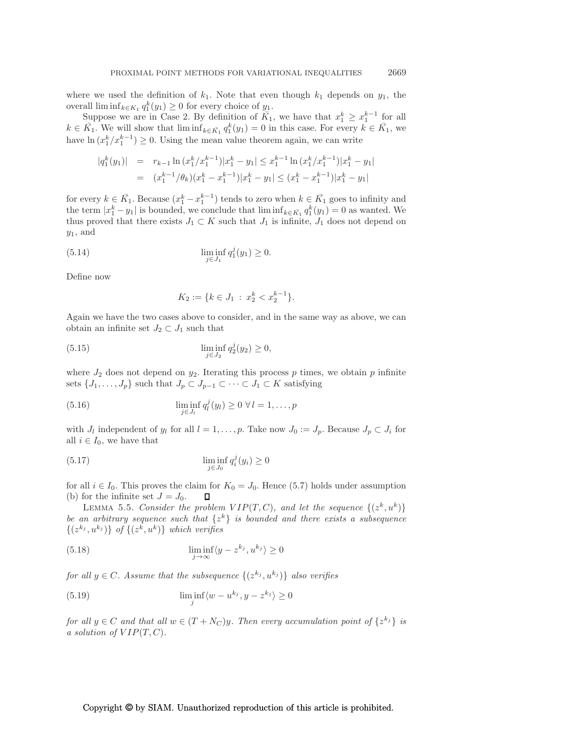where we used the definition of $k_1$. Note that even though $k_1$ depends on $y_1$, the overall $\liminf_{k\in K_1} q_1^k(y_1) \geq 0$ for every choice of $y_1$.

Suppose we are in Case 2. By definition of $\bar{K_1}$, we have that $x_1^k \geq x_1^{k-1}$ for all $k \in \bar{K_1}$. We will show that $\liminf_{k\in \bar{K_1}} q_1^k(y_1) = 0$ in this case. For every $k \in \bar{K_1}$, we have $\ln(x_1^k/x_1^{k-1}) \geq 0$. Using the mean value theorem again, we can write

$$
\begin{aligned}
|q_1^k(y_1)| &= r_{k-1} \ln(x_1^k/x_1^{k-1}) |x_1^k - y_1| \leq x_1^{k-1} \ln(x_1^k/x_1^{k-1}) |x_1^k - y_1| \\
&= (x_1^{k-1}/\theta_k)(x_1^k - x_1^{k-1}) |x_1^k - y_1| \leq (x_1^k - x_1^{k-1}) |x_1^k - y_1|
\end{aligned}
$$

for every $k \in \bar{K_1}$. Because $(x_1^k - x_1^{k-1})$ tends to zero when $k \in \bar{K_1}$ goes to infinity and the term $|x_1^k - y_1|$ is bounded, we conclude that $\liminf_{k\in \bar{K_1}} q_1^k(y_1) = 0$ as wanted. We thus proved that there exists $J_1 \subset K$ such that $J_1$ is infinite, $J_1$ does not depend on $y_1$, and

$$
\liminf_{j\in J_1} q_1^j(y_1) \geq 0. \tag{5.14}
$$

Define now

$$
K_2 := \{k \in J_1 \,:\, x_2^k < x_2^{k-1}\}.
$$

Again we have the two cases above to consider, and in the same way as above, we can obtain an infinite set $J_2 \subset J_1$ such that

$$
\liminf_{j\in J_2} q_2^j(y_2) \geq 0, \tag{5.15}
$$

where $J_2$ does not depend on $y_2$. Iterating this process $p$ times, we obtain $p$ infinite sets $\{J_1, \ldots, J_p\}$ such that $J_p \subset J_{p-1} \subset \cdots \subset J_1 \subset K$ satisfying

$$
\liminf_{j\in J_l} q_l^j(y_l) \geq 0 \;\forall\, l = 1, \ldots, p \tag{5.16}
$$

with $J_l$ independent of $y_l$ for all $l = 1, \ldots, p$. Take now $J_0 := J_p$. Because $J_p \subset J_i$ for all $i \in I_0$, we have that

$$
\liminf_{j\in J_0} q_i^j(y_i) \geq 0 \tag{5.17}
$$

for all $i \in I_0$. This proves the claim for $K_0 = J_0$. Hence (5.7) holds under assumption (b) for the infinite set $J = J_0$. ∎

Lemma 5.5. *Consider the problem $VIP(T, C)$, and let the sequence $\{(z^k, u^k)\}$ be an arbitrary sequence such that $\{z^k\}$ is bounded and there exists a subsequence $\{(z^{k_j}, u^{k_j})\}$ of $\{(z^k, u^k)\}$ which verifies*

$$
\liminf_{j\to\infty} \langle y - z^{k_j}, u^{k_j}\rangle \geq 0 \tag{5.18}
$$

*for all $y \in C$. Assume that the subsequence $\{(z^{k_j}, u^{k_j})\}$ also verifies*

$$
\liminf_{j} \langle w - u^{k_j}, y - z^{k_j}\rangle \geq 0 \tag{5.19}
$$

*for all $y \in C$ and that all $w \in (T + N_C)y$. Then every accumulation point of $\{z^{k_j}\}$ is a solution of $VIP(T, C)$.*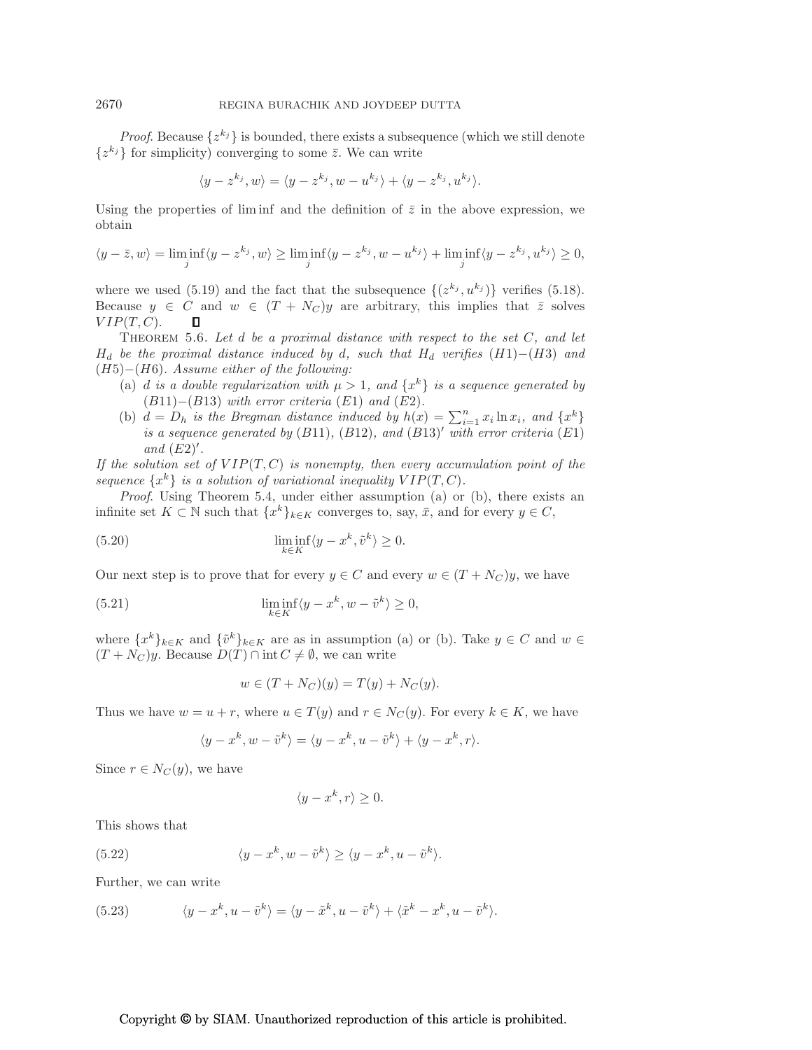*Proof.* Because $\{z^{k_j}\}$ is bounded, there exists a subsequence (which we still denote $\{z^{k_j}\}$ for simplicity) converging to some $\bar{z}$. We can write

$$\langle y - z^{k_j}, w\rangle = \langle y - z^{k_j}, w - u^{k_j}\rangle + \langle y - z^{k_j}, u^{k_j}\rangle.$$

Using the properties of lim inf and the definition of $\bar{z}$ in the above expression, we obtain

$$\langle y - \bar{z}, w\rangle = \liminf_j \langle y - z^{k_j}, w\rangle \geq \liminf_j \langle y - z^{k_j}, w - u^{k_j}\rangle + \liminf_j \langle y - z^{k_j}, u^{k_j}\rangle \geq 0,$$

where we used (5.19) and the fact that the subsequence $\{(z^{k_j}, u^{k_j})\}$ verifies (5.18). Because $y \in C$ and $w \in (T + N_C)y$ are arbitrary, this implies that $\bar{z}$ solves $VIP(T, C)$. ∎

THEOREM 5.6. *Let $d$ be a proximal distance with respect to the set $C$, and let $H_d$ be the proximal distance induced by $d$, such that $H_d$ verifies (H1)–(H3) and (H5)–(H6). Assume either of the following:*

- (a) *$d$ is a double regularization with $\mu > 1$, and $\{x^k\}$ is a sequence generated by (B11)–(B13) with error criteria (E1) and (E2).*
- (b) *$d = D_h$ is the Bregman distance induced by $h(x) = \sum_{i=1}^n x_i \ln x_i$, and $\{x^k\}$ is a sequence generated by (B11), (B12), and (B13)′ with error criteria (E1) and (E2)′.*

*If the solution set of $VIP(T, C)$ is nonempty, then every accumulation point of the sequence $\{x^k\}$ is a solution of variational inequality $VIP(T, C)$.*

*Proof.* Using Theorem 5.4, under either assumption (a) or (b), there exists an infinite set $K \subset \mathbb{N}$ such that $\{x^k\}_{k\in K}$ converges to, say, $\bar{x}$, and for every $y \in C$,

$$\liminf_{k\in K} \langle y - x^k, \tilde{v}^k\rangle \geq 0. \tag{5.20}$$

Our next step is to prove that for every $y \in C$ and every $w \in (T + N_C)y$, we have

$$\liminf_{k\in K} \langle y - x^k, w - \tilde{v}^k\rangle \geq 0, \tag{5.21}$$

where $\{x^k\}_{k\in K}$ and $\{\tilde{v}^k\}_{k\in K}$ are as in assumption (a) or (b). Take $y \in C$ and $w \in (T + N_C)y$. Because $D(T) \cap \operatorname{int} C \neq \emptyset$, we can write

$$w \in (T + N_C)(y) = T(y) + N_C(y).$$

Thus we have $w = u + r$, where $u \in T(y)$ and $r \in N_C(y)$. For every $k \in K$, we have

$$\langle y - x^k, w - \tilde{v}^k\rangle = \langle y - x^k, u - \tilde{v}^k\rangle + \langle y - x^k, r\rangle.$$

Since $r \in N_C(y)$, we have

$$\langle y - x^k, r\rangle \geq 0.$$

This shows that

$$\langle y - x^k, w - \tilde{v}^k\rangle \geq \langle y - x^k, u - \tilde{v}^k\rangle. \tag{5.22}$$

Further, we can write

$$\langle y - x^k, u - \tilde{v}^k\rangle = \langle y - \tilde{x}^k, u - \tilde{v}^k\rangle + \langle \tilde{x}^k - x^k, u - \tilde{v}^k\rangle. \tag{5.23}$$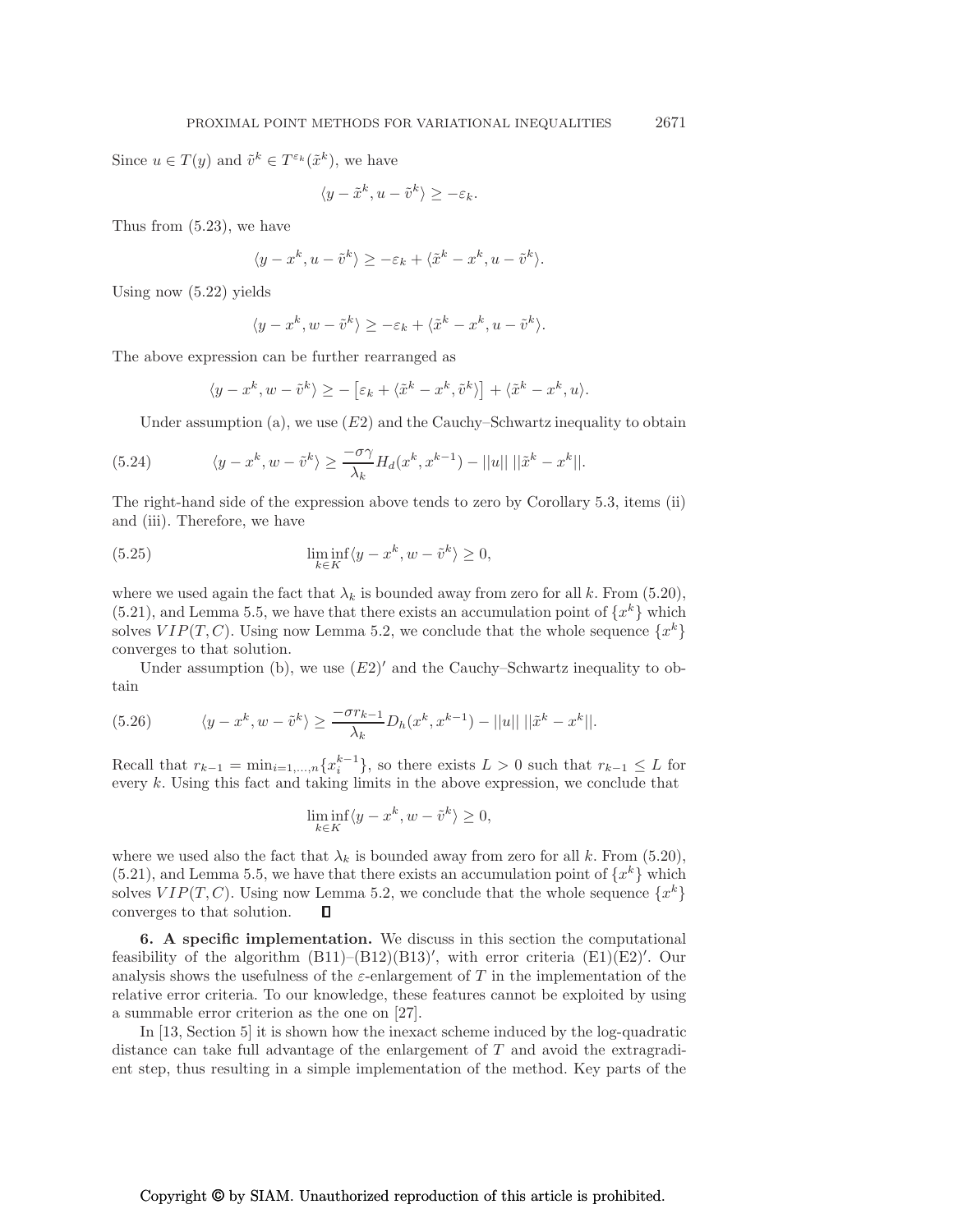Since $u \in T(y)$ and $\tilde{v}^k \in T^{\varepsilon_k}(\tilde{x}^k)$, we have

$$\langle y - \tilde{x}^k, u - \tilde{v}^k \rangle \geq -\varepsilon_k.$$

Thus from (5.23), we have

$$\langle y - x^k, u - \tilde{v}^k \rangle \geq -\varepsilon_k + \langle \tilde{x}^k - x^k, u - \tilde{v}^k \rangle.$$

Using now (5.22) yields

$$\langle y - x^k, w - \tilde{v}^k \rangle \geq -\varepsilon_k + \langle \tilde{x}^k - x^k, u - \tilde{v}^k \rangle.$$

The above expression can be further rearranged as

$$\langle y - x^k, w - \tilde{v}^k \rangle \geq -\left[\varepsilon_k + \langle \tilde{x}^k - x^k, \tilde{v}^k \rangle\right] + \langle \tilde{x}^k - x^k, u \rangle.$$

Under assumption (a), we use $(E2)$ and the Cauchy–Schwartz inequality to obtain

$$\langle y - x^k, w - \tilde{v}^k \rangle \geq \frac{-\sigma\gamma}{\lambda_k} H_d(x^k, x^{k-1}) - ||u|| \, ||\tilde{x}^k - x^k||. \tag{5.24}$$

The right-hand side of the expression above tends to zero by Corollary 5.3, items (ii) and (iii). Therefore, we have

$$\liminf_{k \in K} \langle y - x^k, w - \tilde{v}^k \rangle \geq 0, \tag{5.25}$$

where we used again the fact that $\lambda_k$ is bounded away from zero for all $k$. From (5.20), (5.21), and Lemma 5.5, we have that there exists an accumulation point of $\{x^k\}$ which solves $VIP(T, C)$. Using now Lemma 5.2, we conclude that the whole sequence $\{x^k\}$ converges to that solution.

Under assumption (b), we use $(E2)'$ and the Cauchy–Schwartz inequality to obtain

$$\langle y - x^k, w - \tilde{v}^k \rangle \geq \frac{-\sigma r_{k-1}}{\lambda_k} D_h(x^k, x^{k-1}) - ||u|| \, ||\tilde{x}^k - x^k||. \tag{5.26}$$

Recall that $r_{k-1} = \min_{i=1,\ldots,n}\{x_i^{k-1}\}$, so there exists $L > 0$ such that $r_{k-1} \leq L$ for every $k$. Using this fact and taking limits in the above expression, we conclude that

$$\liminf_{k \in K} \langle y - x^k, w - \tilde{v}^k \rangle \geq 0,$$

where we used also the fact that $\lambda_k$ is bounded away from zero for all $k$. From (5.20), (5.21), and Lemma 5.5, we have that there exists an accumulation point of $\{x^k\}$ which solves $VIP(T, C)$. Using now Lemma 5.2, we conclude that the whole sequence $\{x^k\}$ converges to that solution. ∎

## 6. A specific implementation.

We discuss in this section the computational feasibility of the algorithm (B11)–(B12)(B13)$'$, with error criteria (E1)(E2)$'$. Our analysis shows the usefulness of the $\varepsilon$-enlargement of $T$ in the implementation of the relative error criteria. To our knowledge, these features cannot be exploited by using a summable error criterion as the one on [27].

In [13, Section 5] it is shown how the inexact scheme induced by the log-quadratic distance can take full advantage of the enlargement of $T$ and avoid the extragradient step, thus resulting in a simple implementation of the method. Key parts of the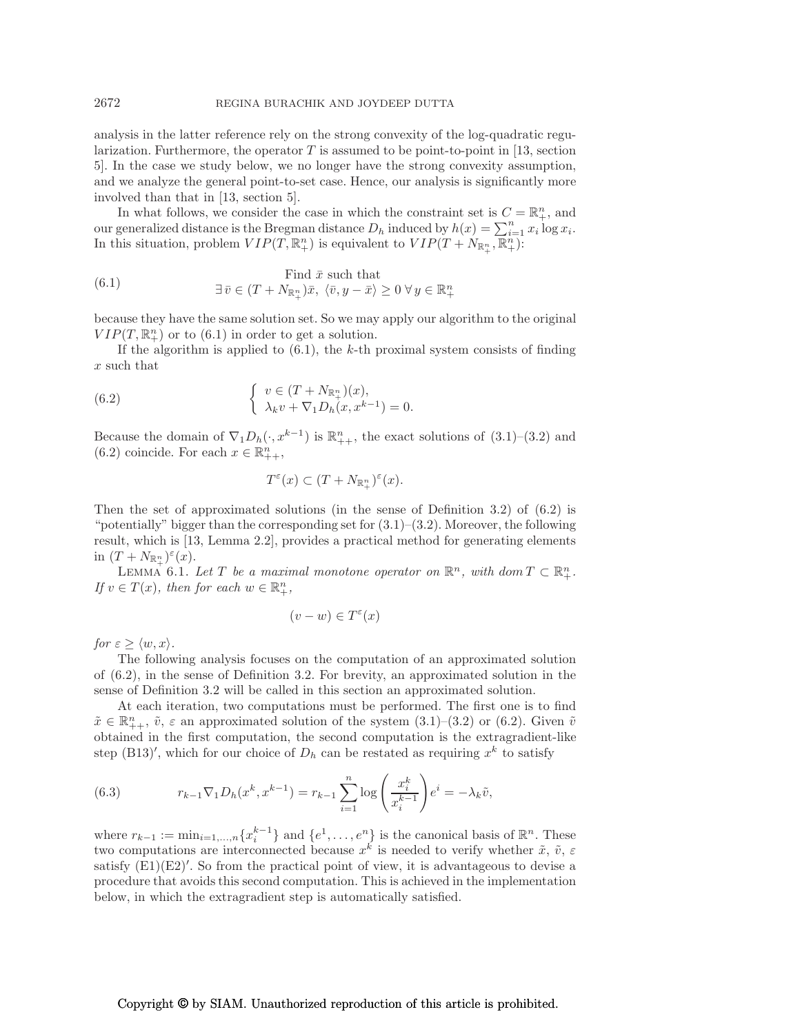analysis in the latter reference rely on the strong convexity of the log-quadratic regularization. Furthermore, the operator $T$ is assumed to be point-to-point in [13, section 5]. In the case we study below, we no longer have the strong convexity assumption, and we analyze the general point-to-set case. Hence, our analysis is significantly more involved than that in [13, section 5].

In what follows, we consider the case in which the constraint set is $C = \mathbb{R}^n_+$, and our generalized distance is the Bregman distance $D_h$ induced by $h(x) = \sum_{i=1}^n x_i \log x_i$. In this situation, problem $VIP(T, \mathbb{R}^n_+)$ is equivalent to $VIP(T + N_{\mathbb{R}^n_+}, \mathbb{R}^n_+)$:

$$
\text{(6.1)} \qquad \begin{array}{c} \text{Find } \bar{x} \text{ such that} \\ \exists\, \bar{v} \in (T + N_{\mathbb{R}^n_+})\bar{x},\ \langle \bar{v}, y - \bar{x} \rangle \geq 0\ \forall\, y \in \mathbb{R}^n_+ \end{array}
$$

because they have the same solution set. So we may apply our algorithm to the original $VIP(T, \mathbb{R}^n_+)$ or to (6.1) in order to get a solution.

If the algorithm is applied to (6.1), the $k$-th proximal system consists of finding $x$ such that

$$
\text{(6.2)} \qquad \left\{ \begin{array}{l} v \in (T + N_{\mathbb{R}^n_+})(x), \\ \lambda_k v + \nabla_1 D_h(x, x^{k-1}) = 0. \end{array} \right.
$$

Because the domain of $\nabla_1 D_h(\cdot, x^{k-1})$ is $\mathbb{R}^n_{++}$, the exact solutions of (3.1)–(3.2) and (6.2) coincide. For each $x \in \mathbb{R}^n_{++}$,

$$
T^{\varepsilon}(x) \subset (T + N_{\mathbb{R}^n_+})^{\varepsilon}(x).
$$

Then the set of approximated solutions (in the sense of Definition 3.2) of (6.2) is "potentially" bigger than the corresponding set for (3.1)–(3.2). Moreover, the following result, which is [13, Lemma 2.2], provides a practical method for generating elements in $(T + N_{\mathbb{R}^n_+})^{\varepsilon}(x)$.

LEMMA 6.1. *Let $T$ be a maximal monotone operator on $\mathbb{R}^n$, with $\operatorname{dom} T \subset \mathbb{R}^n_+$. If $v \in T(x)$, then for each $w \in \mathbb{R}^n_+$,*

$$
(v - w) \in T^{\varepsilon}(x)
$$

*for $\varepsilon \geq \langle w, x \rangle$.*

The following analysis focuses on the computation of an approximated solution of (6.2), in the sense of Definition 3.2. For brevity, an approximated solution in the sense of Definition 3.2 will be called in this section an approximated solution.

At each iteration, two computations must be performed. The first one is to find $\tilde{x} \in \mathbb{R}^n_{++}$, $\tilde{v}$, $\varepsilon$ an approximated solution of the system (3.1)–(3.2) or (6.2). Given $\tilde{v}$ obtained in the first computation, the second computation is the extragradient-like step (B13)$'$, which for our choice of $D_h$ can be restated as requiring $x^k$ to satisfy

$$
\text{(6.3)} \qquad r_{k-1} \nabla_1 D_h(x^k, x^{k-1}) = r_{k-1} \sum_{i=1}^n \log\left( \frac{x_i^k}{x_i^{k-1}} \right) e^i = -\lambda_k \tilde{v},
$$

where $r_{k-1} := \min_{i=1,\ldots,n}\{x_i^{k-1}\}$ and $\{e^1, \ldots, e^n\}$ is the canonical basis of $\mathbb{R}^n$. These two computations are interconnected because $x^k$ is needed to verify whether $\tilde{x}$, $\tilde{v}$, $\varepsilon$ satisfy (E1)(E2)$'$. So from the practical point of view, it is advantageous to devise a procedure that avoids this second computation. This is achieved in the implementation below, in which the extragradient step is automatically satisfied.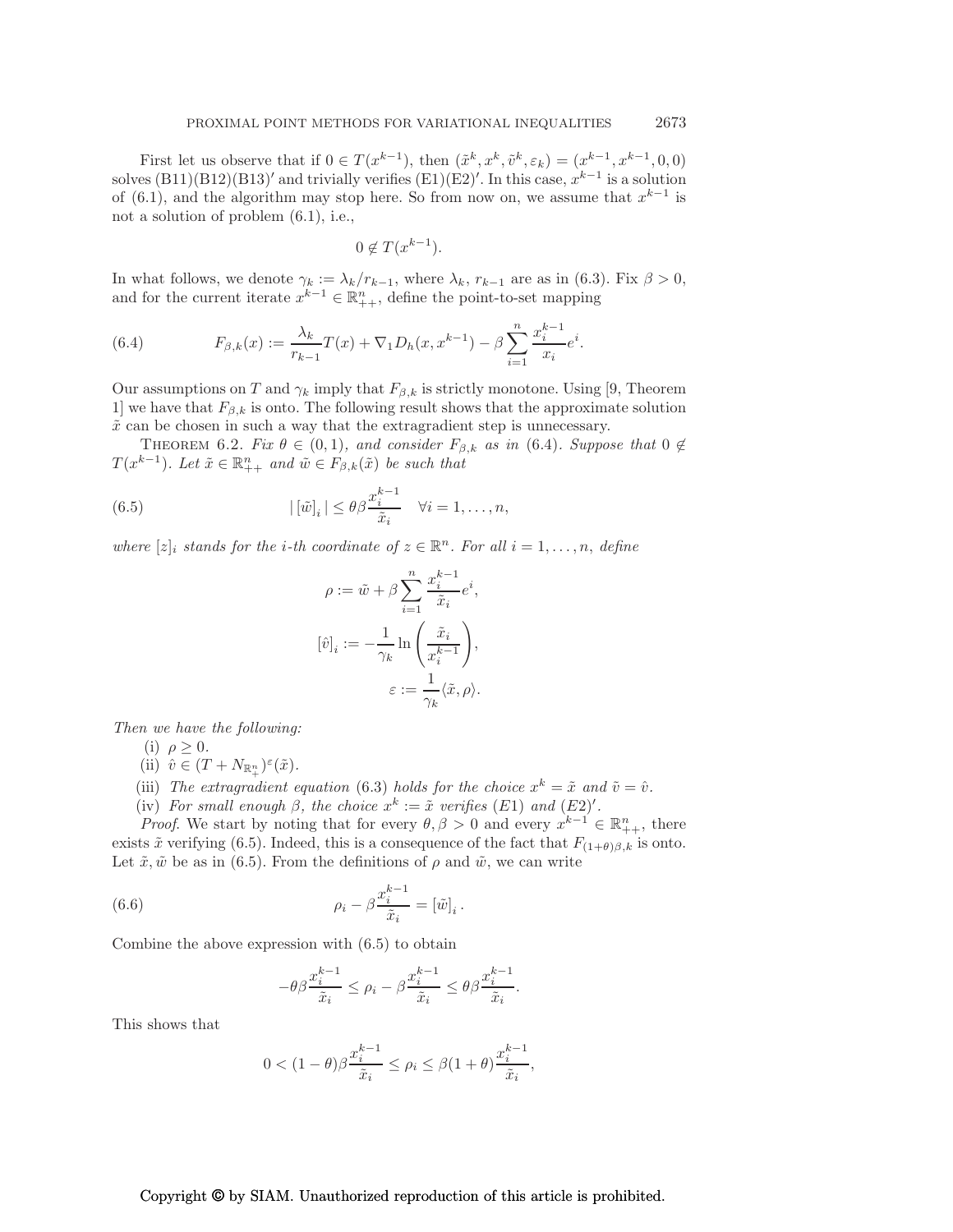First let us observe that if $0 \in T(x^{k-1})$, then $(\tilde{x}^k, x^k, \tilde{v}^k, \varepsilon_k) = (x^{k-1}, x^{k-1}, 0, 0)$ solves (B11)(B12)(B13)$'$ and trivially verifies (E1)(E2)$'$. In this case, $x^{k-1}$ is a solution of (6.1), and the algorithm may stop here. So from now on, we assume that $x^{k-1}$ is not a solution of problem (6.1), i.e.,

$$0 \notin T(x^{k-1}).$$

In what follows, we denote $\gamma_k := \lambda_k / r_{k-1}$, where $\lambda_k$, $r_{k-1}$ are as in (6.3). Fix $\beta > 0$, and for the current iterate $x^{k-1} \in \mathbb{R}^n_{++}$, define the point-to-set mapping

$$F_{\beta,k}(x) := \frac{\lambda_k}{r_{k-1}} T(x) + \nabla_1 D_h(x, x^{k-1}) - \beta \sum_{i=1}^{n} \frac{x_i^{k-1}}{x_i} e^i. \tag{6.4}$$

Our assumptions on $T$ and $\gamma_k$ imply that $F_{\beta,k}$ is strictly monotone. Using [9, Theorem 1] we have that $F_{\beta,k}$ is onto. The following result shows that the approximate solution $\tilde{x}$ can be chosen in such a way that the extragradient step is unnecessary.

THEOREM 6.2. *Fix $\theta \in (0,1)$, and consider $F_{\beta,k}$ as in (6.4). Suppose that $0 \notin T(x^{k-1})$. Let $\tilde{x} \in \mathbb{R}^n_{++}$ and $\tilde{w} \in F_{\beta,k}(\tilde{x})$ be such that*

$$|\,[\tilde{w}]_i\,| \le \theta\beta \frac{x_i^{k-1}}{\tilde{x}_i} \quad \forall i = 1, \ldots, n, \tag{6.5}$$

*where $[z]_i$ stands for the i-th coordinate of $z \in \mathbb{R}^n$. For all $i = 1, \ldots, n$, define*

$$\rho := \tilde{w} + \beta \sum_{i=1}^{n} \frac{x_i^{k-1}}{\tilde{x}_i} e^i,$$

$$[\hat{v}]_i := -\frac{1}{\gamma_k} \ln\left(\frac{\tilde{x}_i}{x_i^{k-1}}\right),$$

$$\varepsilon := \frac{1}{\gamma_k} \langle \tilde{x}, \rho \rangle.$$

*Then we have the following:*

(i) $\rho \ge 0$.

(ii) $\hat{v} \in (T + N_{\mathbb{R}^n_+})^{\varepsilon}(\tilde{x})$.

(iii) *The extragradient equation* (6.3) *holds for the choice $x^k = \tilde{x}$ and $\tilde{v} = \hat{v}$.*

(iv) *For small enough $\beta$, the choice $x^k := \tilde{x}$ verifies (E1) and (E2)$'$.*

*Proof.* We start by noting that for every $\theta, \beta > 0$ and every $x^{k-1} \in \mathbb{R}^n_{++}$, there exists $\tilde{x}$ verifying (6.5). Indeed, this is a consequence of the fact that $F_{(1+\theta)\beta,k}$ is onto. Let $\tilde{x}, \tilde{w}$ be as in (6.5). From the definitions of $\rho$ and $\tilde{w}$, we can write

$$\rho_i - \beta \frac{x_i^{k-1}}{\tilde{x}_i} = [\tilde{w}]_i\,. \tag{6.6}$$

Combine the above expression with (6.5) to obtain

$$-\theta\beta \frac{x_i^{k-1}}{\tilde{x}_i} \le \rho_i - \beta \frac{x_i^{k-1}}{\tilde{x}_i} \le \theta\beta \frac{x_i^{k-1}}{\tilde{x}_i}.$$

This shows that

$$0 < (1-\theta)\beta \frac{x_i^{k-1}}{\tilde{x}_i} \le \rho_i \le \beta(1+\theta) \frac{x_i^{k-1}}{\tilde{x}_i},$$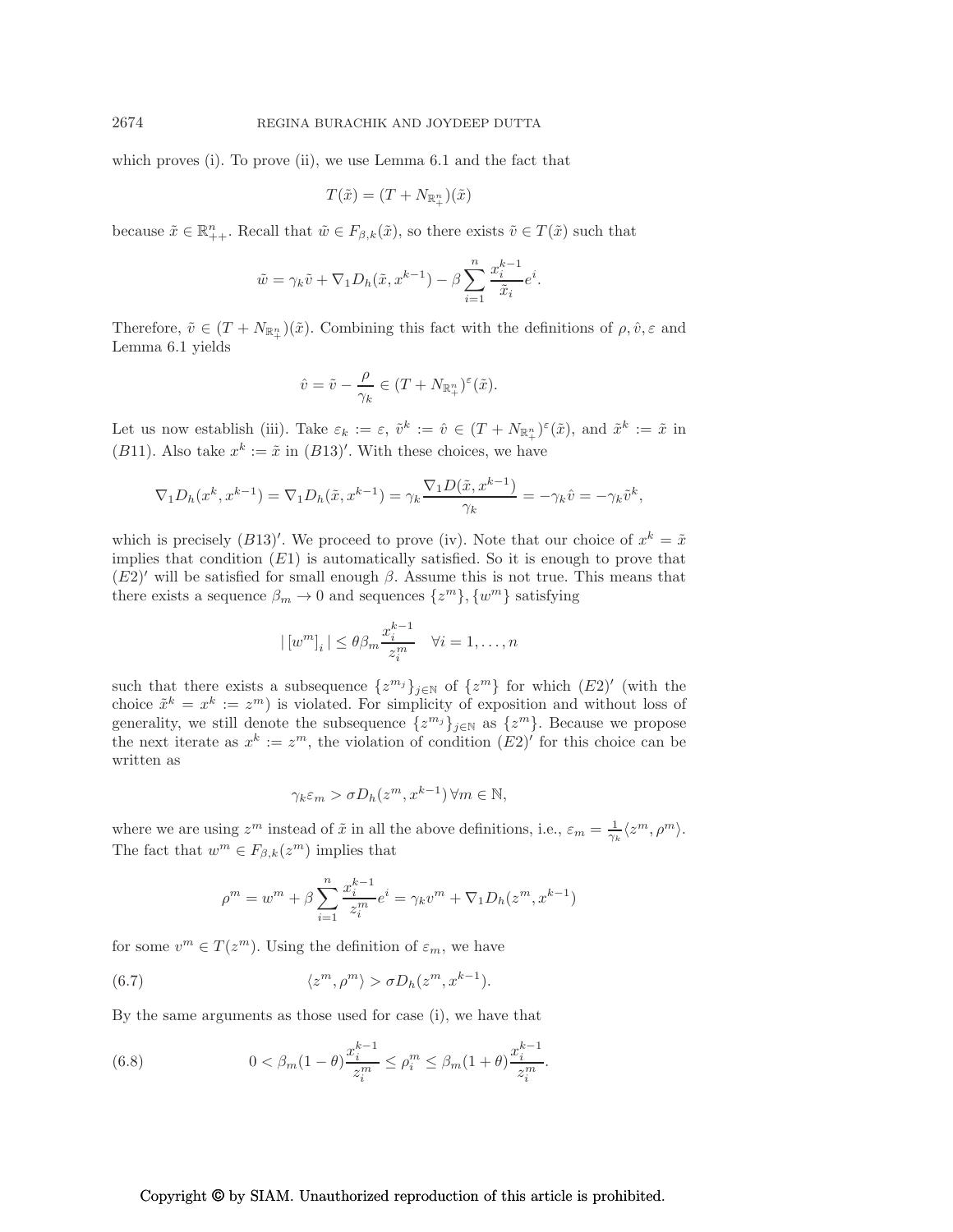which proves (i). To prove (ii), we use Lemma 6.1 and the fact that

$$T(\tilde{x}) = (T + N_{\mathbb{R}^n_+})(\tilde{x})$$

because $\tilde{x} \in \mathbb{R}^n_{++}$. Recall that $\tilde{w} \in F_{\beta,k}(\tilde{x})$, so there exists $\tilde{v} \in T(\tilde{x})$ such that

$$\tilde{w} = \gamma_k \tilde{v} + \nabla_1 D_h(\tilde{x}, x^{k-1}) - \beta \sum_{i=1}^{n} \frac{x_i^{k-1}}{\tilde{x}_i} e^i.$$

Therefore, $\tilde{v} \in (T + N_{\mathbb{R}^n_+})(\tilde{x})$. Combining this fact with the definitions of $\rho, \hat{v}, \varepsilon$ and Lemma 6.1 yields

$$\hat{v} = \tilde{v} - \frac{\rho}{\gamma_k} \in (T + N_{\mathbb{R}^n_+})^{\varepsilon}(\tilde{x}).$$

Let us now establish (iii). Take $\varepsilon_k := \varepsilon$, $\tilde{v}^k := \hat{v} \in (T + N_{\mathbb{R}^n_+})^{\varepsilon}(\tilde{x})$, and $\tilde{x}^k := \tilde{x}$ in $(B11)$. Also take $x^k := \tilde{x}$ in $(B13)'$. With these choices, we have

$$\nabla_1 D_h(x^k, x^{k-1}) = \nabla_1 D_h(\tilde{x}, x^{k-1}) = \gamma_k \frac{\nabla_1 D(\tilde{x}, x^{k-1})}{\gamma_k} = -\gamma_k \hat{v} = -\gamma_k \tilde{v}^k,$$

which is precisely $(B13)'$. We proceed to prove (iv). Note that our choice of $x^k = \tilde{x}$ implies that condition $(E1)$ is automatically satisfied. So it is enough to prove that $(E2)'$ will be satisfied for small enough $\beta$. Assume this is not true. This means that there exists a sequence $\beta_m \to 0$ and sequences $\{z^m\}, \{w^m\}$ satisfying

$$|\,[w^m]_i\,| \le \theta \beta_m \frac{x_i^{k-1}}{z_i^m} \quad \forall i = 1, \ldots, n$$

such that there exists a subsequence $\{z^{m_j}\}_{j \in \mathbb{N}}$ of $\{z^m\}$ for which $(E2)'$ (with the choice $\tilde{x}^k = x^k := z^m$) is violated. For simplicity of exposition and without loss of generality, we still denote the subsequence $\{z^{m_j}\}_{j \in \mathbb{N}}$ as $\{z^m\}$. Because we propose the next iterate as $x^k := z^m$, the violation of condition $(E2)'$ for this choice can be written as

$$\gamma_k \varepsilon_m > \sigma D_h(z^m, x^{k-1}) \, \forall m \in \mathbb{N},$$

where we are using $z^m$ instead of $\tilde{x}$ in all the above definitions, i.e., $\varepsilon_m = \frac{1}{\gamma_k} \langle z^m, \rho^m \rangle$. The fact that $w^m \in F_{\beta,k}(z^m)$ implies that

$$\rho^m = w^m + \beta \sum_{i=1}^{n} \frac{x_i^{k-1}}{z_i^m} e^i = \gamma_k v^m + \nabla_1 D_h(z^m, x^{k-1})$$

for some $v^m \in T(z^m)$. Using the definition of $\varepsilon_m$, we have

$$\langle z^m, \rho^m \rangle > \sigma D_h(z^m, x^{k-1}). \tag{6.7}$$

By the same arguments as those used for case (i), we have that

$$0 < \beta_m (1 - \theta) \frac{x_i^{k-1}}{z_i^m} \le \rho_i^m \le \beta_m (1 + \theta) \frac{x_i^{k-1}}{z_i^m}. \tag{6.8}$$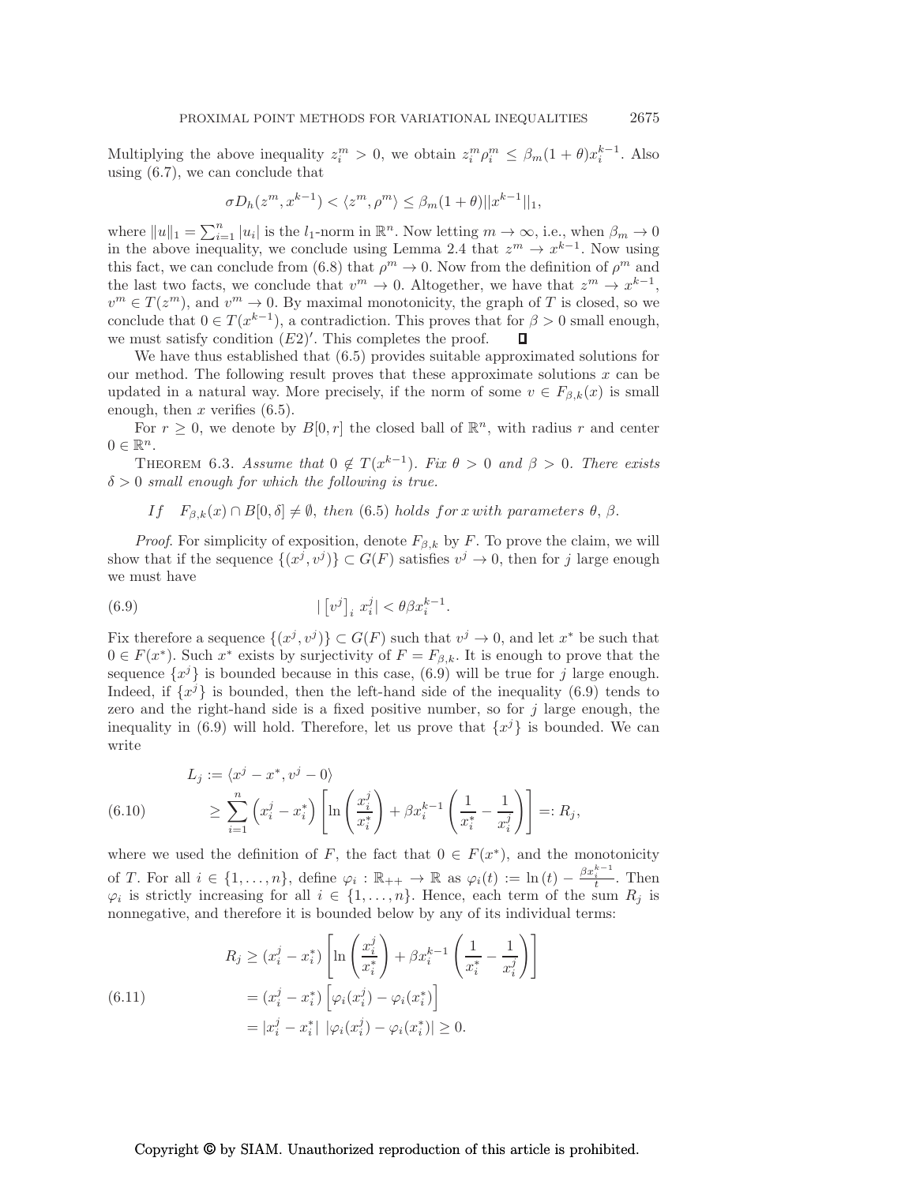Multiplying the above inequality $z_i^m > 0$, we obtain $z_i^m \rho_i^m \leq \beta_m(1+\theta)x_i^{k-1}$. Also using (6.7), we can conclude that

$$\sigma D_h(z^m, x^{k-1}) < \langle z^m, \rho^m \rangle \leq \beta_m(1+\theta)||x^{k-1}||_1,$$

where $\|u\|_1 = \sum_{i=1}^n |u_i|$ is the $l_1$-norm in $\mathbb{R}^n$. Now letting $m \to \infty$, i.e., when $\beta_m \to 0$ in the above inequality, we conclude using Lemma 2.4 that $z^m \to x^{k-1}$. Now using this fact, we can conclude from (6.8) that $\rho^m \to 0$. Now from the definition of $\rho^m$ and the last two facts, we conclude that $v^m \to 0$. Altogether, we have that $z^m \to x^{k-1}$, $v^m \in T(z^m)$, and $v^m \to 0$. By maximal monotonicity, the graph of $T$ is closed, so we conclude that $0 \in T(x^{k-1})$, a contradiction. This proves that for $\beta > 0$ small enough, we must satisfy condition $(E2)'$. This completes the proof. $\square$

We have thus established that (6.5) provides suitable approximated solutions for our method. The following result proves that these approximate solutions $x$ can be updated in a natural way. More precisely, if the norm of some $v \in F_{\beta,k}(x)$ is small enough, then $x$ verifies (6.5).

For $r \geq 0$, we denote by $B[0, r]$ the closed ball of $\mathbb{R}^n$, with radius $r$ and center $0 \in \mathbb{R}^n$.

THEOREM 6.3. *Assume that $0 \notin T(x^{k-1})$. Fix $\theta > 0$ and $\beta > 0$. There exists $\delta > 0$ small enough for which the following is true.*

*If* $\quad F_{\beta,k}(x) \cap B[0, \delta] \neq \emptyset$, *then* (6.5) *holds for $x$ with parameters $\theta$, $\beta$.*

*Proof*. For simplicity of exposition, denote $F_{\beta,k}$ by $F$. To prove the claim, we will show that if the sequence $\{(x^j, v^j)\} \subset G(F)$ satisfies $v^j \to 0$, then for $j$ large enough we must have

$$| \left[v^j\right]_i x_i^j| < \theta\beta x_i^{k-1}. \tag{6.9}$$

Fix therefore a sequence $\{(x^j, v^j)\} \subset G(F)$ such that $v^j \to 0$, and let $x^*$ be such that $0 \in F(x^*)$. Such $x^*$ exists by surjectivity of $F = F_{\beta,k}$. It is enough to prove that the sequence $\{x^j\}$ is bounded because in this case, (6.9) will be true for $j$ large enough. Indeed, if $\{x^j\}$ is bounded, then the left-hand side of the inequality (6.9) tends to zero and the right-hand side is a fixed positive number, so for $j$ large enough, the inequality in (6.9) will hold. Therefore, let us prove that $\{x^j\}$ is bounded. We can write

$$\begin{aligned} L_j &:= \langle x^j - x^*, v^j - 0 \rangle \\ &\geq \sum_{i=1}^n \left(x_i^j - x_i^*\right)\left[\ln\left(\frac{x_i^j}{x_i^*}\right) + \beta x_i^{k-1}\left(\frac{1}{x_i^*} - \frac{1}{x_i^j}\right)\right] =: R_j, \end{aligned} \tag{6.10}$$

where we used the definition of $F$, the fact that $0 \in F(x^*)$, and the monotonicity of $T$. For all $i \in \{1, \ldots, n\}$, define $\varphi_i : \mathbb{R}_{++} \to \mathbb{R}$ as $\varphi_i(t) := \ln(t) - \frac{\beta x_i^{k-1}}{t}$. Then $\varphi_i$ is strictly increasing for all $i \in \{1, \ldots, n\}$. Hence, each term of the sum $R_j$ is nonnegative, and therefore it is bounded below by any of its individual terms:

$$\begin{aligned} R_j &\geq (x_i^j - x_i^*)\left[\ln\left(\frac{x_i^j}{x_i^*}\right) + \beta x_i^{k-1}\left(\frac{1}{x_i^*} - \frac{1}{x_i^j}\right)\right] \\ &= (x_i^j - x_i^*)\left[\varphi_i(x_i^j) - \varphi_i(x_i^*)\right] \\ &= |x_i^j - x_i^*| \; |\varphi_i(x_i^j) - \varphi_i(x_i^*)| \geq 0. \end{aligned} \tag{6.11}$$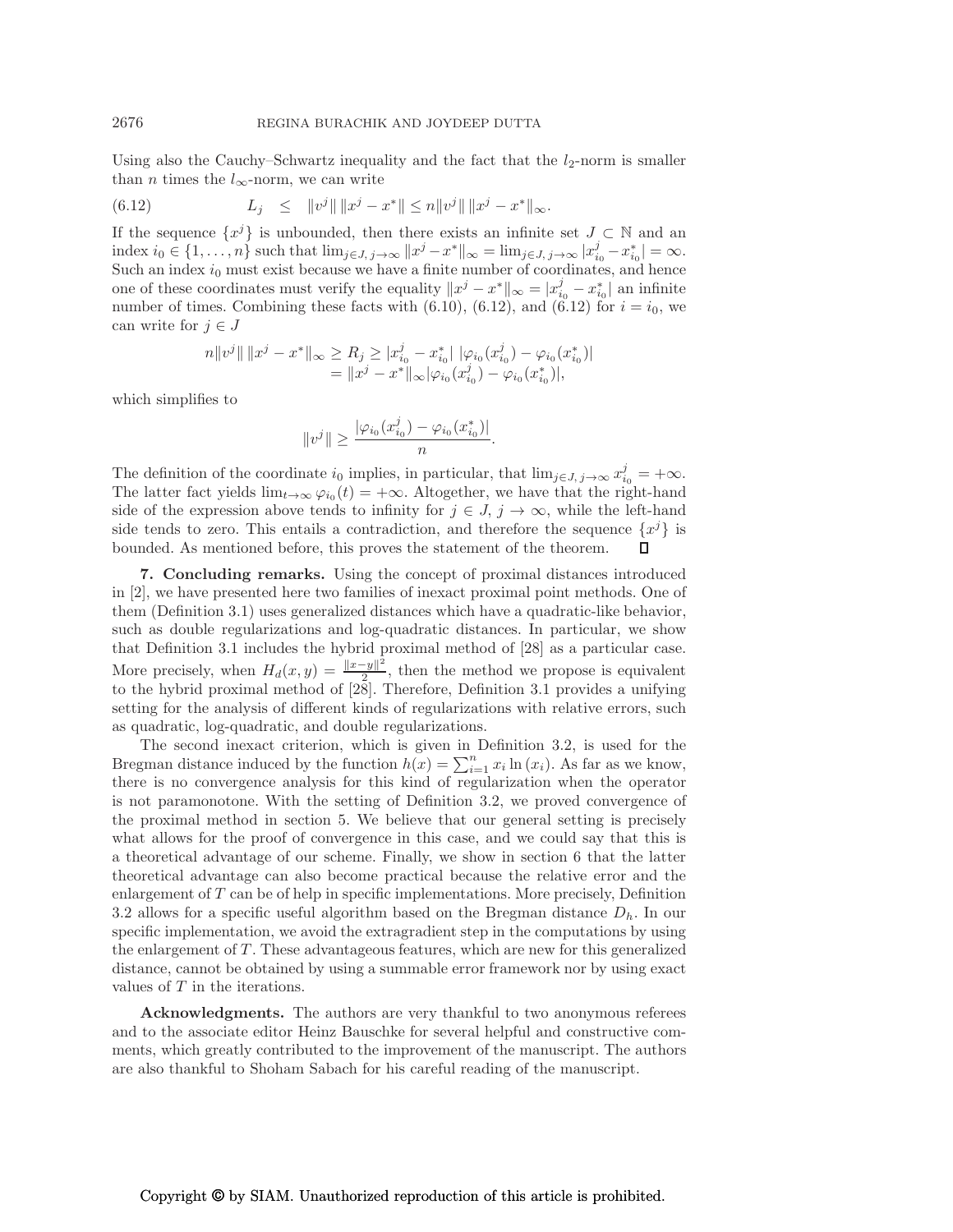Using also the Cauchy–Schwartz inequality and the fact that the $l_2$-norm is smaller than $n$ times the $l_\infty$-norm, we can write

$$L_j \quad \leq \quad \|v^j\|\,\|x^j - x^*\| \leq n\|v^j\|\,\|x^j - x^*\|_\infty. \tag{6.12}$$

If the sequence $\{x^j\}$ is unbounded, then there exists an infinite set $J \subset \mathbb{N}$ and an index $i_0 \in \{1, \ldots, n\}$ such that $\lim_{j\in J,\, j\to\infty} \|x^j - x^*\|_\infty = \lim_{j\in J,\, j\to\infty} |x^j_{i_0} - x^*_{i_0}| = \infty$. Such an index $i_0$ must exist because we have a finite number of coordinates, and hence one of these coordinates must verify the equality $\|x^j - x^*\|_\infty = |x^j_{i_0} - x^*_{i_0}|$ an infinite number of times. Combining these facts with (6.10), (6.12), and (6.12) for $i = i_0$, we can write for $j \in J$

$$\begin{aligned} n\|v^j\|\,\|x^j - x^*\|_\infty &\geq R_j \geq |x^j_{i_0} - x^*_{i_0}|\;|\varphi_{i_0}(x^j_{i_0}) - \varphi_{i_0}(x^*_{i_0})| \\ &= \|x^j - x^*\|_\infty |\varphi_{i_0}(x^j_{i_0}) - \varphi_{i_0}(x^*_{i_0})|, \end{aligned}$$

which simplifies to

$$\|v^j\| \geq \frac{|\varphi_{i_0}(x^j_{i_0}) - \varphi_{i_0}(x^*_{i_0})|}{n}.$$

The definition of the coordinate $i_0$ implies, in particular, that $\lim_{j\in J,\, j\to\infty} x^j_{i_0} = +\infty$. The latter fact yields $\lim_{t\to\infty} \varphi_{i_0}(t) = +\infty$. Altogether, we have that the right-hand side of the expression above tends to infinity for $j \in J$, $j \to \infty$, while the left-hand side tends to zero. This entails a contradiction, and therefore the sequence $\{x^j\}$ is bounded. As mentioned before, this proves the statement of the theorem. ∎

**7. Concluding remarks.** Using the concept of proximal distances introduced in [2], we have presented here two families of inexact proximal point methods. One of them (Definition 3.1) uses generalized distances which have a quadratic-like behavior, such as double regularizations and log-quadratic distances. In particular, we show that Definition 3.1 includes the hybrid proximal method of [28] as a particular case. More precisely, when $H_d(x, y) = \frac{\|x-y\|^2}{2}$, then the method we propose is equivalent to the hybrid proximal method of [28]. Therefore, Definition 3.1 provides a unifying setting for the analysis of different kinds of regularizations with relative errors, such as quadratic, log-quadratic, and double regularizations.

The second inexact criterion, which is given in Definition 3.2, is used for the Bregman distance induced by the function $h(x) = \sum_{i=1}^n x_i \ln(x_i)$. As far as we know, there is no convergence analysis for this kind of regularization when the operator is not paramonotone. With the setting of Definition 3.2, we proved convergence of the proximal method in section 5. We believe that our general setting is precisely what allows for the proof of convergence in this case, and we could say that this is a theoretical advantage of our scheme. Finally, we show in section 6 that the latter theoretical advantage can also become practical because the relative error and the enlargement of $T$ can be of help in specific implementations. More precisely, Definition 3.2 allows for a specific useful algorithm based on the Bregman distance $D_h$. In our specific implementation, we avoid the extragradient step in the computations by using the enlargement of $T$. These advantageous features, which are new for this generalized distance, cannot be obtained by using a summable error framework nor by using exact values of $T$ in the iterations.

**Acknowledgments.** The authors are very thankful to two anonymous referees and to the associate editor Heinz Bauschke for several helpful and constructive comments, which greatly contributed to the improvement of the manuscript. The authors are also thankful to Shoham Sabach for his careful reading of the manuscript.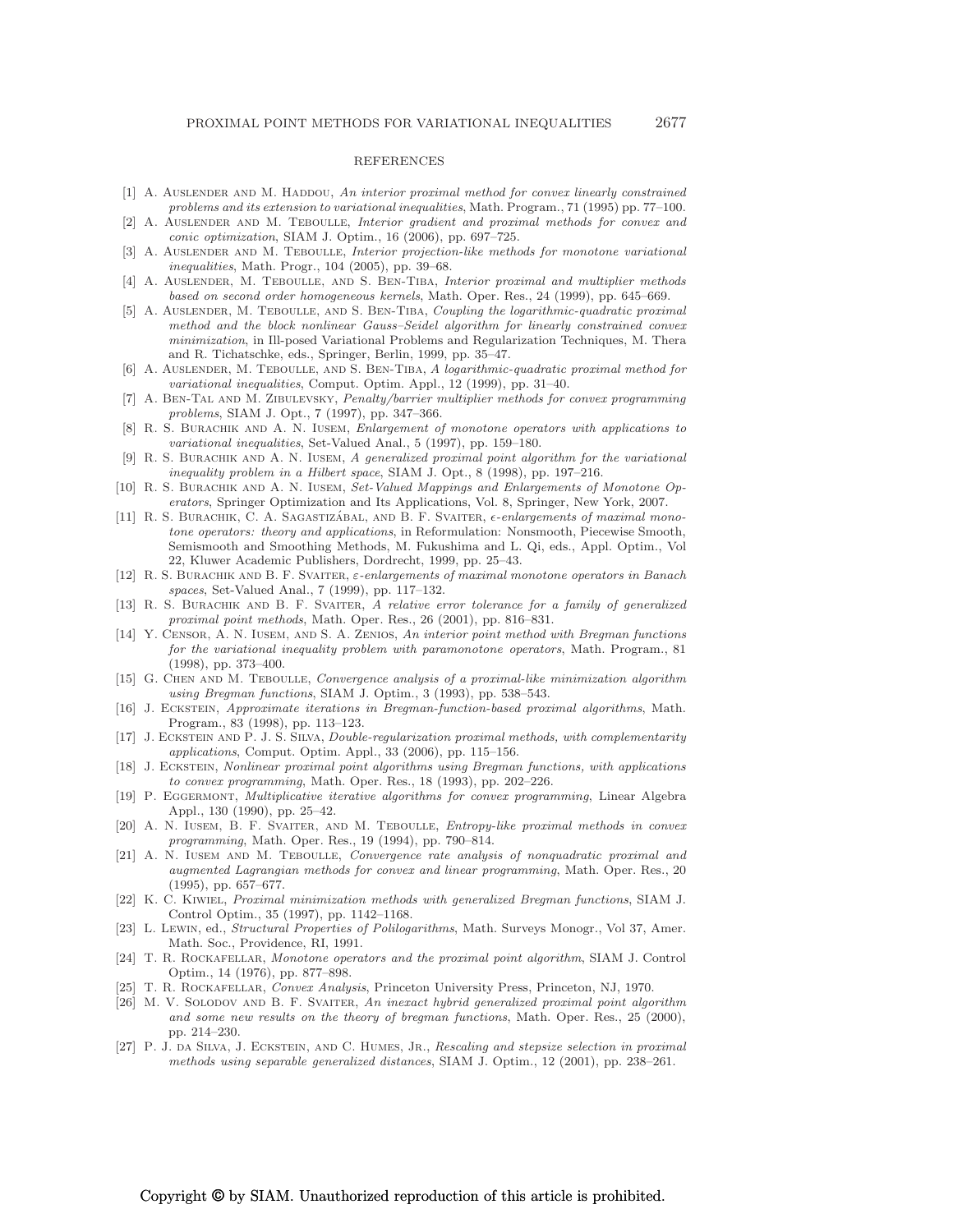## REFERENCES

[1] A. Auslender and M. Haddou, *An interior proximal method for convex linearly constrained problems and its extension to variational inequalities*, Math. Program., 71 (1995) pp. 77–100.

[2] A. Auslender and M. Teboulle, *Interior gradient and proximal methods for convex and conic optimization*, SIAM J. Optim., 16 (2006), pp. 697–725.

[3] A. Auslender and M. Teboulle, *Interior projection-like methods for monotone variational inequalities*, Math. Progr., 104 (2005), pp. 39–68.

[4] A. Auslender, M. Teboulle, and S. Ben-Tiba, *Interior proximal and multiplier methods based on second order homogeneous kernels*, Math. Oper. Res., 24 (1999), pp. 645–669.

[5] A. Auslender, M. Teboulle, and S. Ben-Tiba, *Coupling the logarithmic-quadratic proximal method and the block nonlinear Gauss–Seidel algorithm for linearly constrained convex minimization*, in Ill-posed Variational Problems and Regularization Techniques, M. Thera and R. Tichatschke, eds., Springer, Berlin, 1999, pp. 35–47.

[6] A. Auslender, M. Teboulle, and S. Ben-Tiba, *A logarithmic-quadratic proximal method for variational inequalities*, Comput. Optim. Appl., 12 (1999), pp. 31–40.

[7] A. Ben-Tal and M. Zibulevsky, *Penalty/barrier multiplier methods for convex programming problems*, SIAM J. Opt., 7 (1997), pp. 347–366.

[8] R. S. Burachik and A. N. Iusem, *Enlargement of monotone operators with applications to variational inequalities*, Set-Valued Anal., 5 (1997), pp. 159–180.

[9] R. S. Burachik and A. N. Iusem, *A generalized proximal point algorithm for the variational inequality problem in a Hilbert space*, SIAM J. Opt., 8 (1998), pp. 197–216.

[10] R. S. Burachik and A. N. Iusem, *Set-Valued Mappings and Enlargements of Monotone Operators*, Springer Optimization and Its Applications, Vol. 8, Springer, New York, 2007.

[11] R. S. Burachik, C. A. Sagastizábal, and B. F. Svaiter, *$\epsilon$-enlargements of maximal monotone operators: theory and applications*, in Reformulation: Nonsmooth, Piecewise Smooth, Semismooth and Smoothing Methods, M. Fukushima and L. Qi, eds., Appl. Optim., Vol 22, Kluwer Academic Publishers, Dordrecht, 1999, pp. 25–43.

[12] R. S. Burachik and B. F. Svaiter, *$\varepsilon$-enlargements of maximal monotone operators in Banach spaces*, Set-Valued Anal., 7 (1999), pp. 117–132.

[13] R. S. Burachik and B. F. Svaiter, *A relative error tolerance for a family of generalized proximal point methods*, Math. Oper. Res., 26 (2001), pp. 816–831.

[14] Y. Censor, A. N. Iusem, and S. A. Zenios, *An interior point method with Bregman functions for the variational inequality problem with paramonotone operators*, Math. Program., 81 (1998), pp. 373–400.

[15] G. Chen and M. Teboulle, *Convergence analysis of a proximal-like minimization algorithm using Bregman functions*, SIAM J. Optim., 3 (1993), pp. 538–543.

[16] J. Eckstein, *Approximate iterations in Bregman-function-based proximal algorithms*, Math. Program., 83 (1998), pp. 113–123.

[17] J. Eckstein and P. J. S. Silva, *Double-regularization proximal methods, with complementarity applications*, Comput. Optim. Appl., 33 (2006), pp. 115–156.

[18] J. Eckstein, *Nonlinear proximal point algorithms using Bregman functions, with applications to convex programming*, Math. Oper. Res., 18 (1993), pp. 202–226.

[19] P. Eggermont, *Multiplicative iterative algorithms for convex programming*, Linear Algebra Appl., 130 (1990), pp. 25–42.

[20] A. N. Iusem, B. F. Svaiter, and M. Teboulle, *Entropy-like proximal methods in convex programming*, Math. Oper. Res., 19 (1994), pp. 790–814.

[21] A. N. Iusem and M. Teboulle, *Convergence rate analysis of nonquadratic proximal and augmented Lagrangian methods for convex and linear programming*, Math. Oper. Res., 20 (1995), pp. 657–677.

[22] K. C. Kiwiel, *Proximal minimization methods with generalized Bregman functions*, SIAM J. Control Optim., 35 (1997), pp. 1142–1168.

[23] L. Lewin, ed., *Structural Properties of Polilogarithms*, Math. Surveys Monogr., Vol 37, Amer. Math. Soc., Providence, RI, 1991.

[24] T. R. Rockafellar, *Monotone operators and the proximal point algorithm*, SIAM J. Control Optim., 14 (1976), pp. 877–898.

[25] T. R. Rockafellar, *Convex Analysis*, Princeton University Press, Princeton, NJ, 1970.

[26] M. V. Solodov and B. F. Svaiter, *An inexact hybrid generalized proximal point algorithm and some new results on the theory of bregman functions*, Math. Oper. Res., 25 (2000), pp. 214–230.

[27] P. J. da Silva, J. Eckstein, and C. Humes, Jr., *Rescaling and stepsize selection in proximal methods using separable generalized distances*, SIAM J. Optim., 12 (2001), pp. 238–261.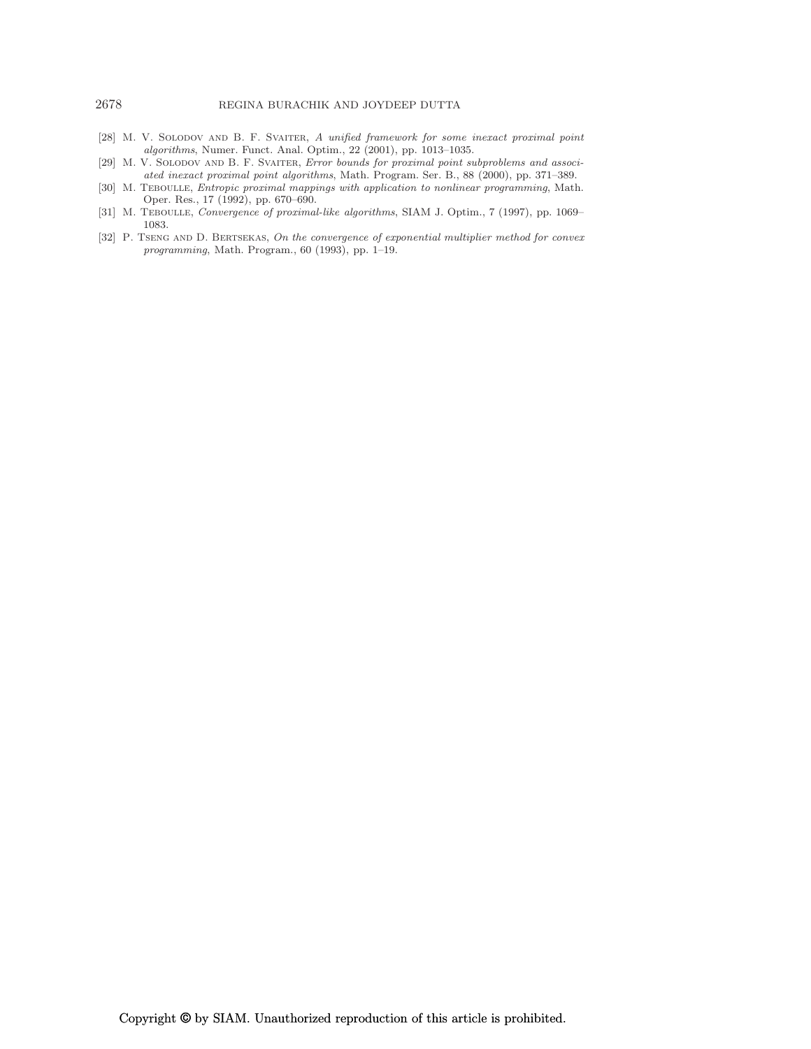[28] M. V. Solodov and B. F. Svaiter, *A unified framework for some inexact proximal point algorithms*, Numer. Funct. Anal. Optim., 22 (2001), pp. 1013–1035.

[29] M. V. Solodov and B. F. Svaiter, *Error bounds for proximal point subproblems and associated inexact proximal point algorithms*, Math. Program. Ser. B., 88 (2000), pp. 371–389.

[30] M. Teboulle, *Entropic proximal mappings with application to nonlinear programming*, Math. Oper. Res., 17 (1992), pp. 670–690.

[31] M. Teboulle, *Convergence of proximal-like algorithms*, SIAM J. Optim., 7 (1997), pp. 1069–1083.

[32] P. Tseng and D. Bertsekas, *On the convergence of exponential multiplier method for convex programming*, Math. Program., 60 (1993), pp. 1–19.

Copyright © by SIAM. Unauthorized reproduction of this article is prohibited.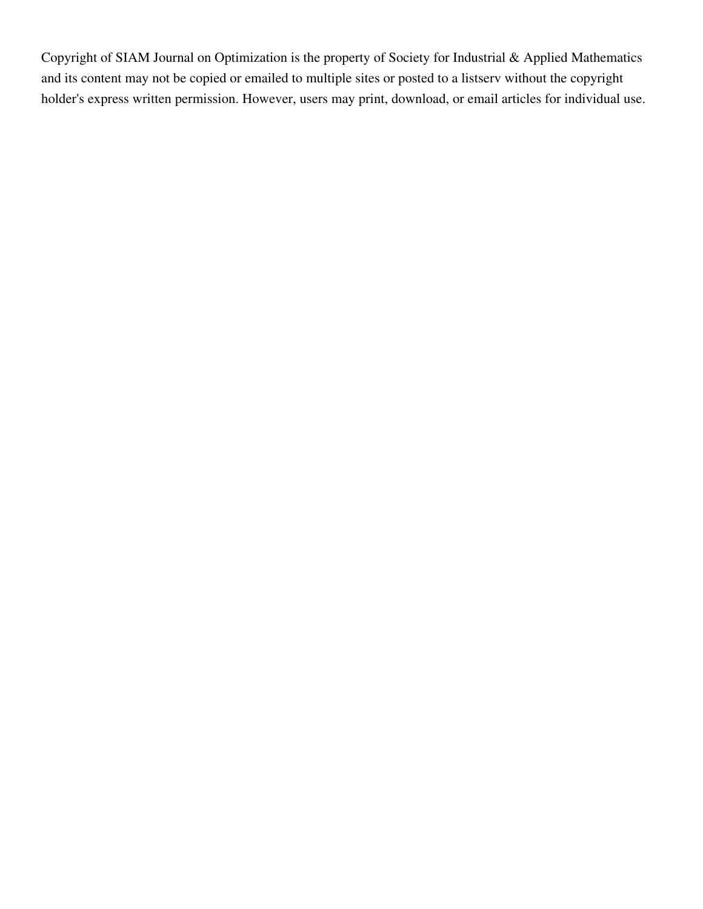Copyright of SIAM Journal on Optimization is the property of Society for Industrial & Applied Mathematics and its content may not be copied or emailed to multiple sites or posted to a listserv without the copyright holder's express written permission. However, users may print, download, or email articles for individual use.